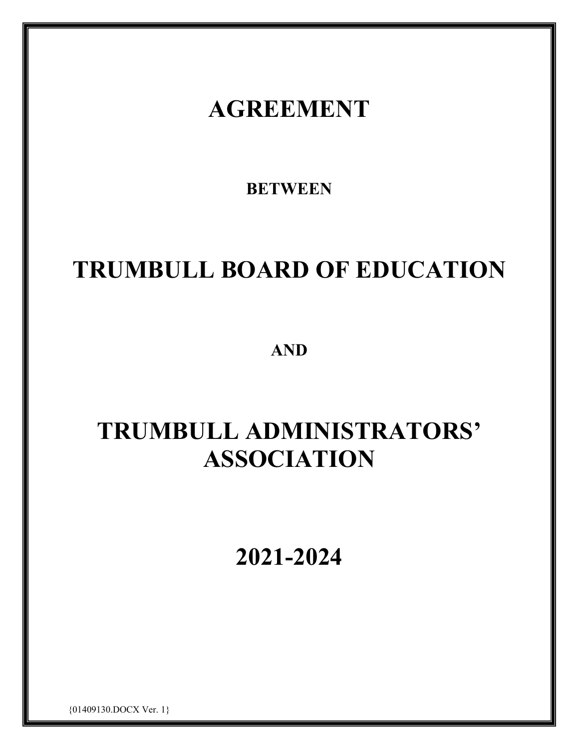# AGREEMENT

**BETWEEN**

# TRUMBULL BOARD OF EDUCATION

**AND**

# TRUMBULL ADMINISTRATORS' ASSOCIATION

# 2021-2024

{01409130.DOCX Ver. 1}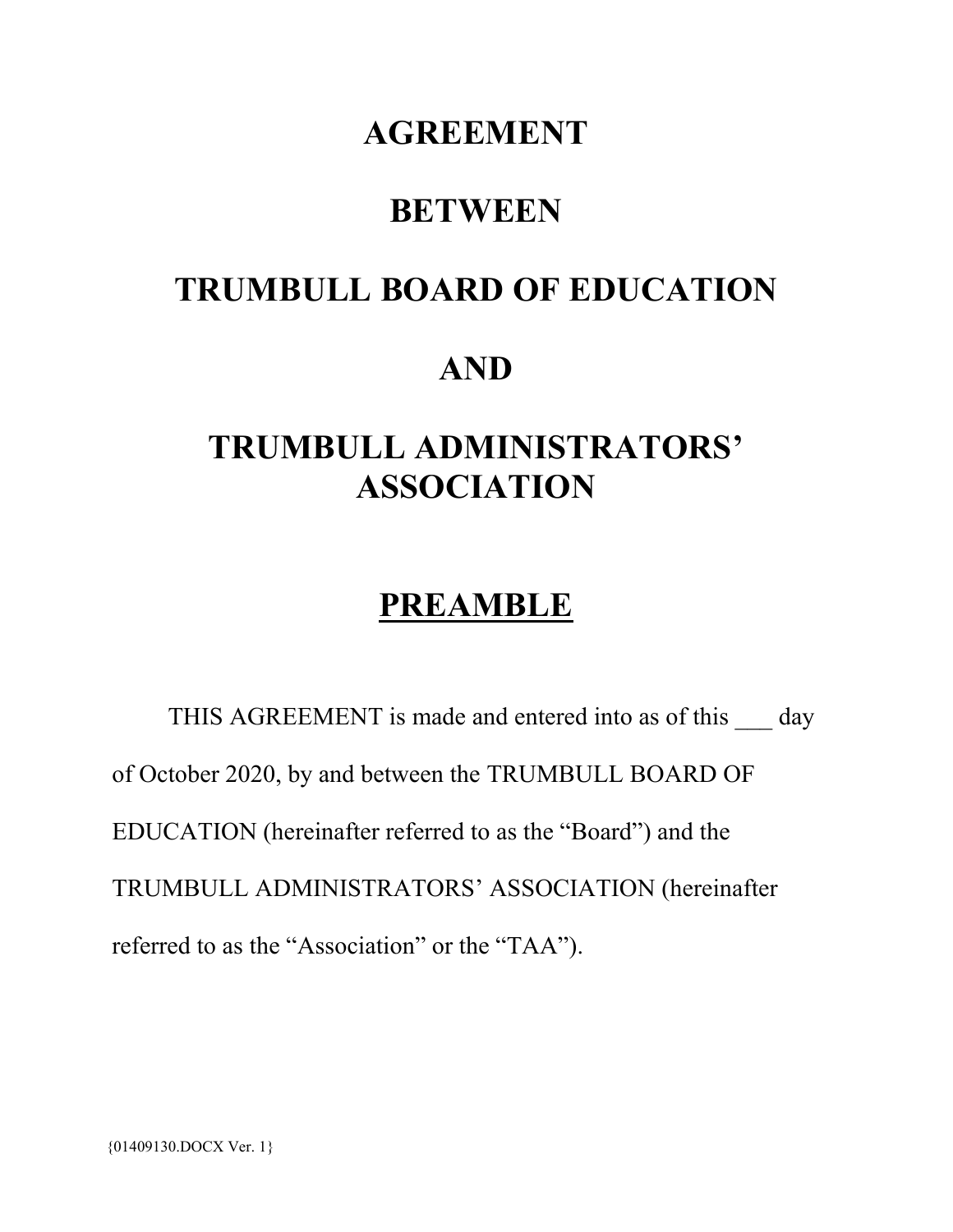# AGREEMENT

# BETWEEN

# TRUMBULL BOARD OF EDUCATION

# AND

# TRUMBULL ADMINISTRATORS' ASSOCIATION

## PREAMBLE

THIS AGREEMENT is made and entered into as of this ___ day of October 2020, by and between the TRUMBULL BOARD OF EDUCATION (hereinafter referred to as the "Board") and the TRUMBULL ADMINISTRATORS' ASSOCIATION (hereinafter referred to as the "Association" or the "TAA").

{01409130.DOCX Ver. 1}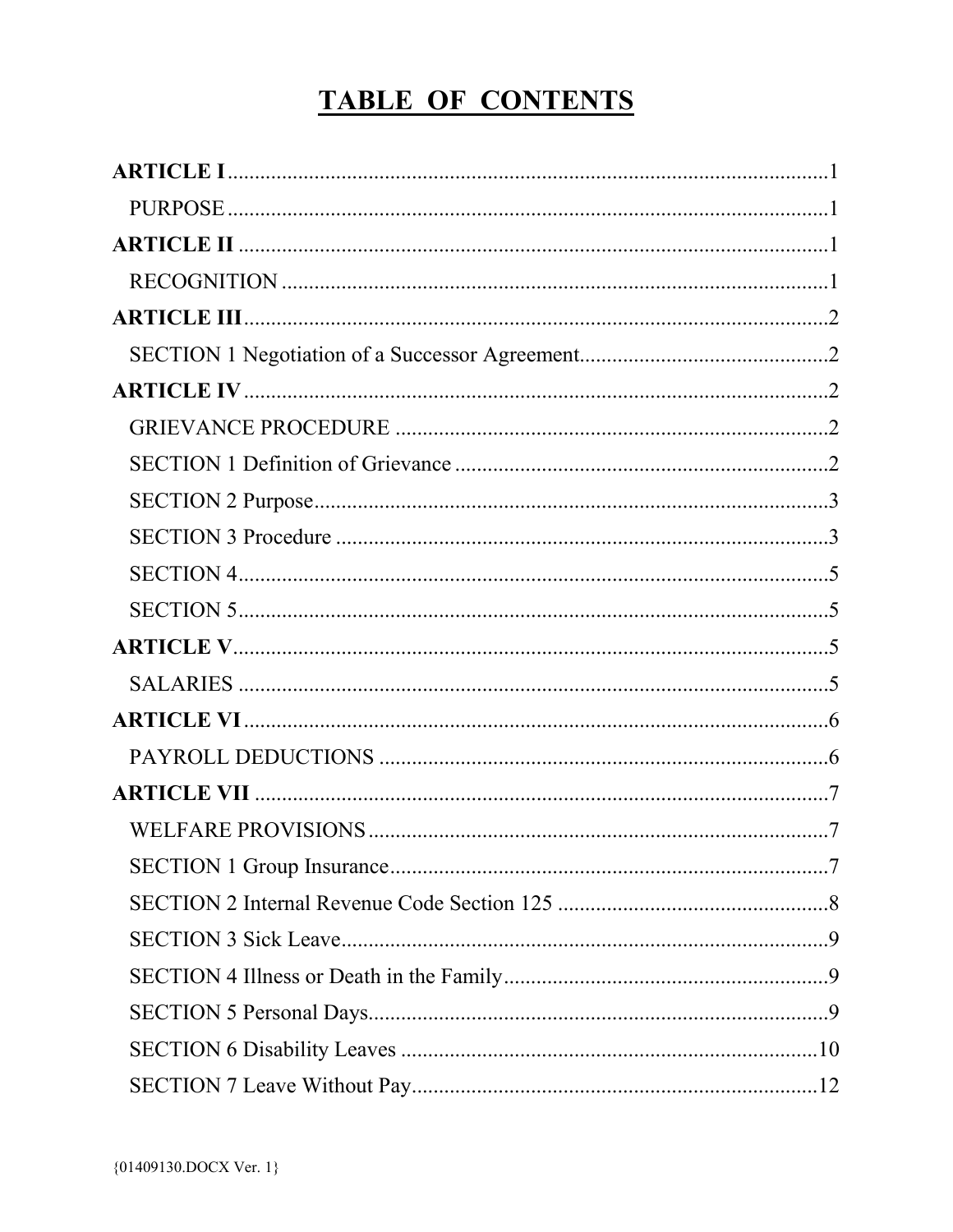# TABLE OF CONTENTS

| | |
|---|---|
| **ARTICLE I** | 1 |
| PURPOSE | 1 |
| **ARTICLE II** | 1 |
| RECOGNITION | 1 |
| **ARTICLE III** | 2 |
| SECTION 1 Negotiation of a Successor Agreement | 2 |
| **ARTICLE IV** | 2 |
| GRIEVANCE PROCEDURE | 2 |
| SECTION 1 Definition of Grievance | 2 |
| SECTION 2 Purpose | 3 |
| SECTION 3 Procedure | 3 |
| SECTION 4 | 5 |
| SECTION 5 | 5 |
| **ARTICLE V** | 5 |
| SALARIES | 5 |
| **ARTICLE VI** | 6 |
| PAYROLL DEDUCTIONS | 6 |
| **ARTICLE VII** | 7 |
| WELFARE PROVISIONS | 7 |
| SECTION 1 Group Insurance | 7 |
| SECTION 2 Internal Revenue Code Section 125 | 8 |
| SECTION 3 Sick Leave | 9 |
| SECTION 4 Illness or Death in the Family | 9 |
| SECTION 5 Personal Days | 9 |
| SECTION 6 Disability Leaves | 10 |
| SECTION 7 Leave Without Pay | 12 |

{01409130.DOCX Ver. 1}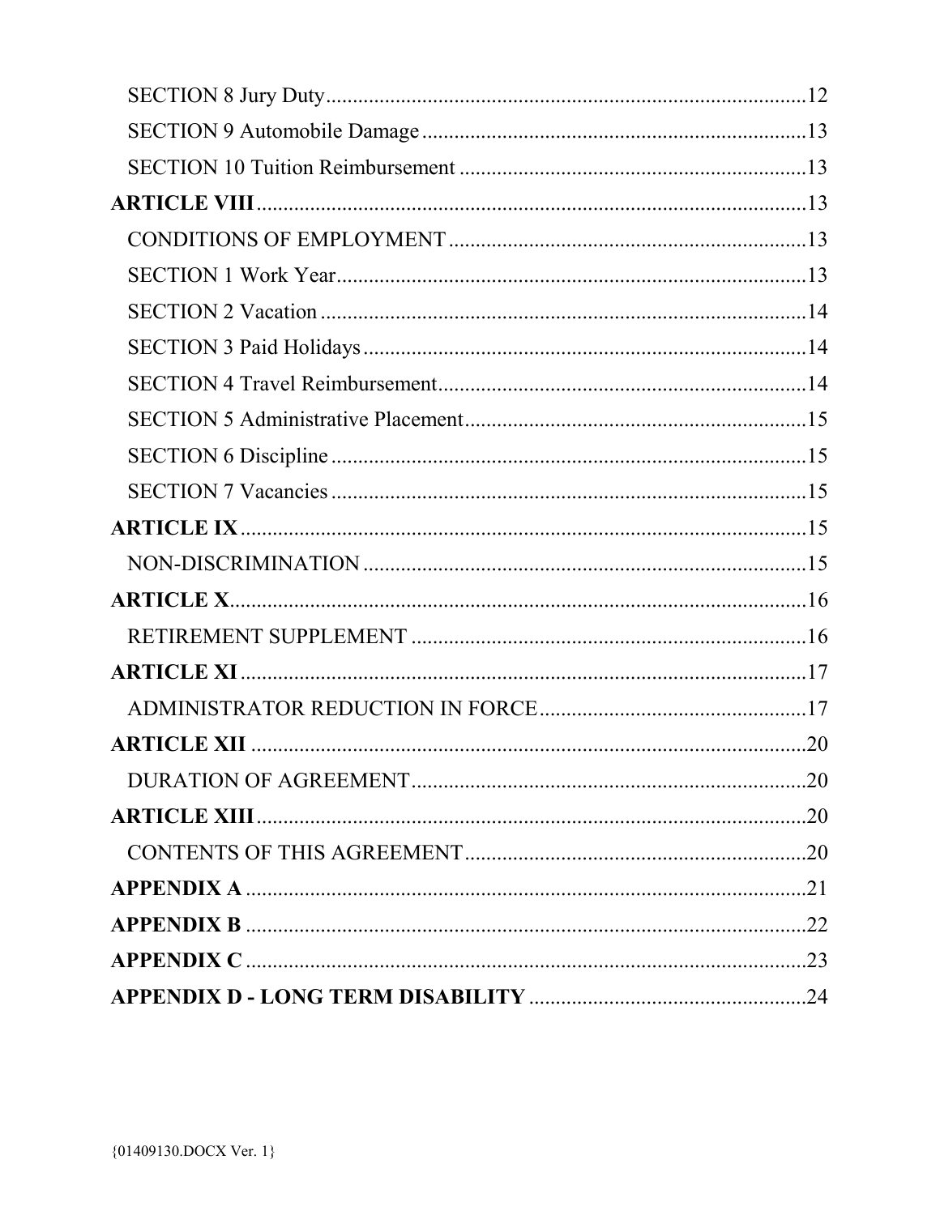SECTION 8 Jury Duty ........................................................................................ 12

SECTION 9 Automobile Damage ........................................................................ 13

SECTION 10 Tuition Reimbursement ................................................................ 13

**ARTICLE VIII** ................................................................................................ 13

CONDITIONS OF EMPLOYMENT ...................................................................... 13

SECTION 1 Work Year ........................................................................................ 13

SECTION 2 Vacation ........................................................................................... 14

SECTION 3 Paid Holidays ................................................................................... 14

SECTION 4 Travel Reimbursement ..................................................................... 14

SECTION 5 Administrative Placement ................................................................ 15

SECTION 6 Discipline ......................................................................................... 15

SECTION 7 Vacancies ......................................................................................... 15

**ARTICLE IX** .................................................................................................. 15

NON-DISCRIMINATION ...................................................................................... 15

**ARTICLE X** ................................................................................................... 16

RETIREMENT SUPPLEMENT ............................................................................ 16

**ARTICLE XI** .................................................................................................. 17

ADMINISTRATOR REDUCTION IN FORCE ..................................................... 17

**ARTICLE XII** ................................................................................................. 20

DURATION OF AGREEMENT ............................................................................. 20

**ARTICLE XIII** ................................................................................................ 20

CONTENTS OF THIS AGREEMENT .................................................................. 20

**APPENDIX A** ................................................................................................. 21

**APPENDIX B** ................................................................................................. 22

**APPENDIX C** ................................................................................................. 23

**APPENDIX D - LONG TERM DISABILITY** ................................................... 24

{01409130.DOCX Ver. 1}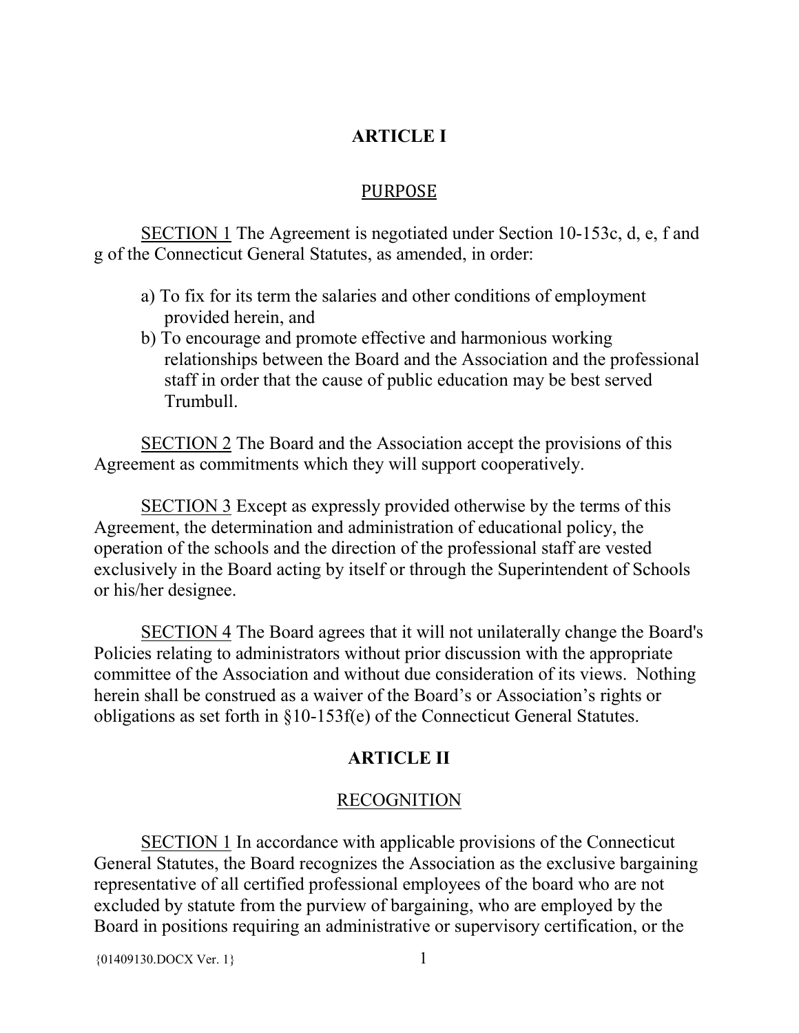# ARTICLE I

## PURPOSE

SECTION 1 The Agreement is negotiated under Section 10-153c, d, e, f and g of the Connecticut General Statutes, as amended, in order:

a) To fix for its term the salaries and other conditions of employment provided herein, and
b) To encourage and promote effective and harmonious working relationships between the Board and the Association and the professional staff in order that the cause of public education may be best served Trumbull.

SECTION 2 The Board and the Association accept the provisions of this Agreement as commitments which they will support cooperatively.

SECTION 3 Except as expressly provided otherwise by the terms of this Agreement, the determination and administration of educational policy, the operation of the schools and the direction of the professional staff are vested exclusively in the Board acting by itself or through the Superintendent of Schools or his/her designee.

SECTION 4 The Board agrees that it will not unilaterally change the Board's Policies relating to administrators without prior discussion with the appropriate committee of the Association and without due consideration of its views. Nothing herein shall be construed as a waiver of the Board's or Association's rights or obligations as set forth in §10-153f(e) of the Connecticut General Statutes.

# ARTICLE II

## RECOGNITION

SECTION 1 In accordance with applicable provisions of the Connecticut General Statutes, the Board recognizes the Association as the exclusive bargaining representative of all certified professional employees of the board who are not excluded by statute from the purview of bargaining, who are employed by the Board in positions requiring an administrative or supervisory certification, or the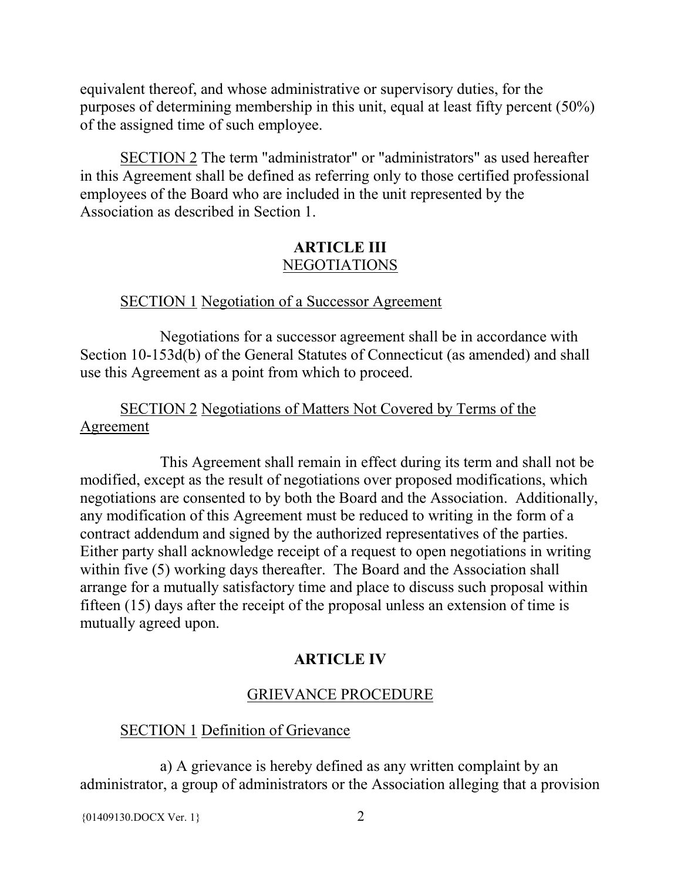equivalent thereof, and whose administrative or supervisory duties, for the purposes of determining membership in this unit, equal at least fifty percent (50%) of the assigned time of such employee.

SECTION 2 The term "administrator" or "administrators" as used hereafter in this Agreement shall be defined as referring only to those certified professional employees of the Board who are included in the unit represented by the Association as described in Section 1.

## ARTICLE III
NEGOTIATIONS

SECTION 1 Negotiation of a Successor Agreement

Negotiations for a successor agreement shall be in accordance with Section 10-153d(b) of the General Statutes of Connecticut (as amended) and shall use this Agreement as a point from which to proceed.

SECTION 2 Negotiations of Matters Not Covered by Terms of the Agreement

This Agreement shall remain in effect during its term and shall not be modified, except as the result of negotiations over proposed modifications, which negotiations are consented to by both the Board and the Association. Additionally, any modification of this Agreement must be reduced to writing in the form of a contract addendum and signed by the authorized representatives of the parties. Either party shall acknowledge receipt of a request to open negotiations in writing within five (5) working days thereafter. The Board and the Association shall arrange for a mutually satisfactory time and place to discuss such proposal within fifteen (15) days after the receipt of the proposal unless an extension of time is mutually agreed upon.

## ARTICLE IV

GRIEVANCE PROCEDURE

SECTION 1 Definition of Grievance

a) A grievance is hereby defined as any written complaint by an administrator, a group of administrators or the Association alleging that a provision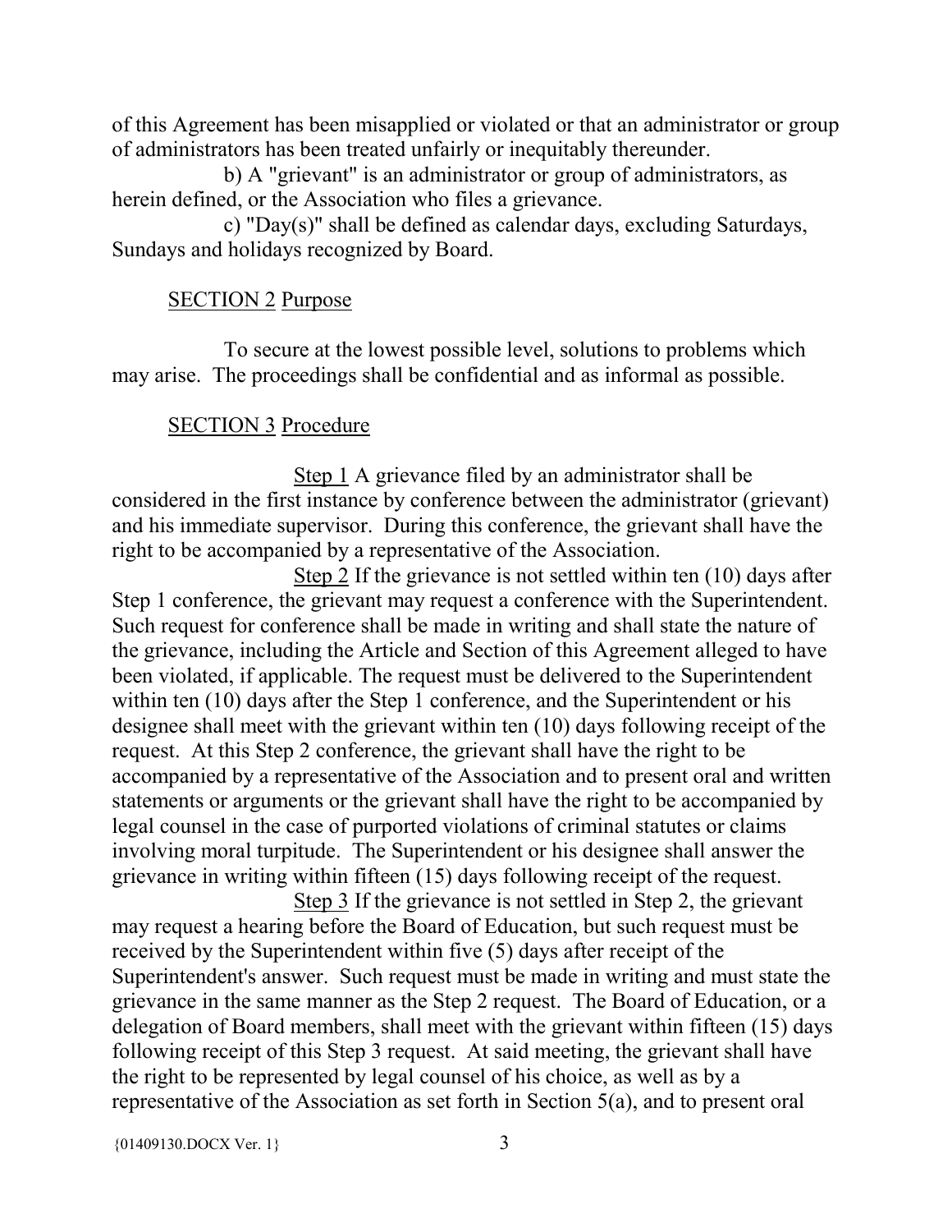of this Agreement has been misapplied or violated or that an administrator or group of administrators has been treated unfairly or inequitably thereunder.

b) A "grievant" is an administrator or group of administrators, as herein defined, or the Association who files a grievance.

c) "Day(s)" shall be defined as calendar days, excluding Saturdays, Sundays and holidays recognized by Board.

SECTION 2 Purpose

To secure at the lowest possible level, solutions to problems which may arise. The proceedings shall be confidential and as informal as possible.

SECTION 3 Procedure

Step 1 A grievance filed by an administrator shall be considered in the first instance by conference between the administrator (grievant) and his immediate supervisor. During this conference, the grievant shall have the right to be accompanied by a representative of the Association.

Step 2 If the grievance is not settled within ten (10) days after Step 1 conference, the grievant may request a conference with the Superintendent. Such request for conference shall be made in writing and shall state the nature of the grievance, including the Article and Section of this Agreement alleged to have been violated, if applicable. The request must be delivered to the Superintendent within ten (10) days after the Step 1 conference, and the Superintendent or his designee shall meet with the grievant within ten (10) days following receipt of the request. At this Step 2 conference, the grievant shall have the right to be accompanied by a representative of the Association and to present oral and written statements or arguments or the grievant shall have the right to be accompanied by legal counsel in the case of purported violations of criminal statutes or claims involving moral turpitude. The Superintendent or his designee shall answer the grievance in writing within fifteen (15) days following receipt of the request.

Step 3 If the grievance is not settled in Step 2, the grievant may request a hearing before the Board of Education, but such request must be received by the Superintendent within five (5) days after receipt of the Superintendent's answer. Such request must be made in writing and must state the grievance in the same manner as the Step 2 request. The Board of Education, or a delegation of Board members, shall meet with the grievant within fifteen (15) days following receipt of this Step 3 request. At said meeting, the grievant shall have the right to be represented by legal counsel of his choice, as well as by a representative of the Association as set forth in Section 5(a), and to present oral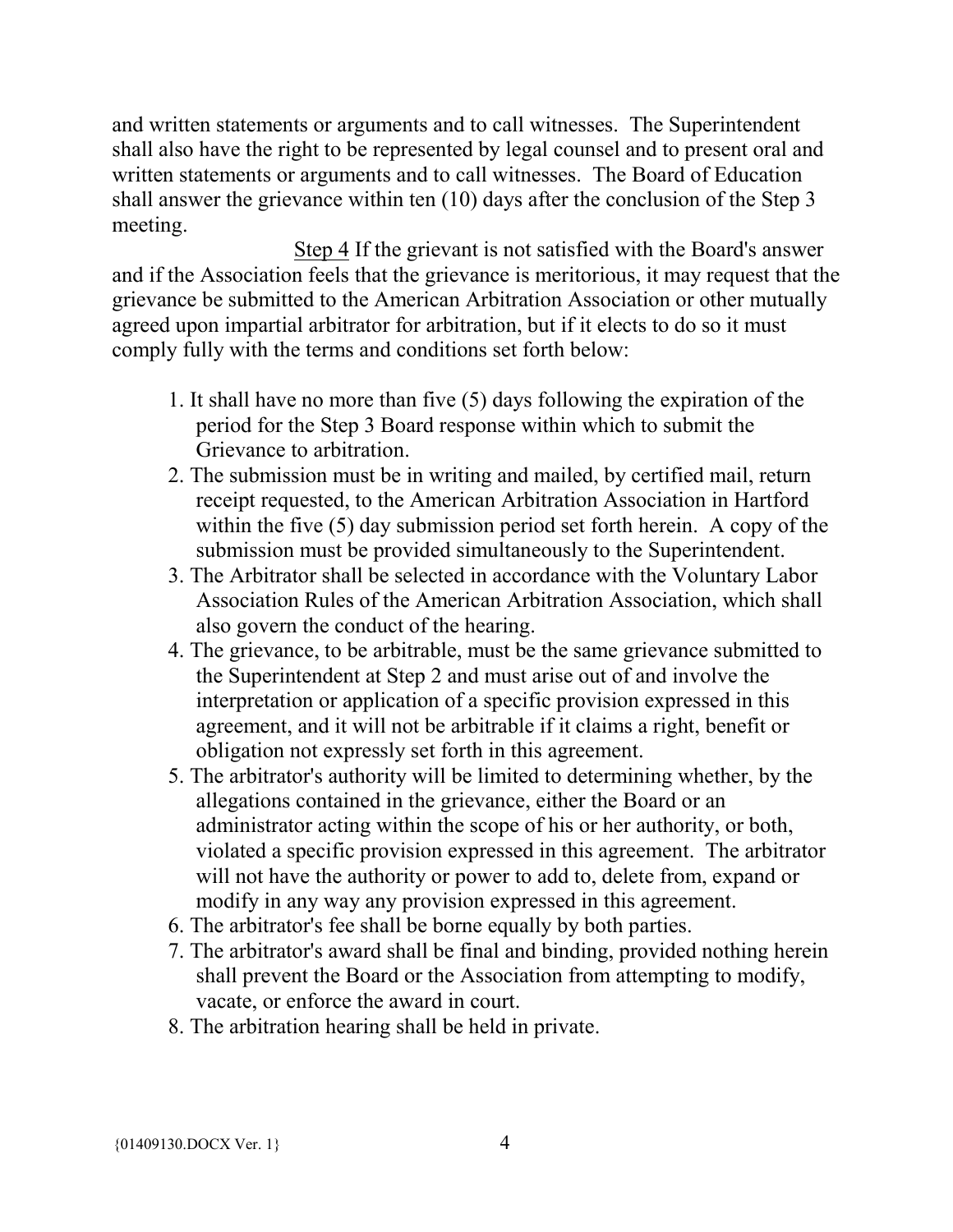and written statements or arguments and to call witnesses. The Superintendent shall also have the right to be represented by legal counsel and to present oral and written statements or arguments and to call witnesses. The Board of Education shall answer the grievance within ten (10) days after the conclusion of the Step 3 meeting.

<u>Step 4</u> If the grievant is not satisfied with the Board's answer and if the Association feels that the grievance is meritorious, it may request that the grievance be submitted to the American Arbitration Association or other mutually agreed upon impartial arbitrator for arbitration, but if it elects to do so it must comply fully with the terms and conditions set forth below:

1. It shall have no more than five (5) days following the expiration of the period for the Step 3 Board response within which to submit the Grievance to arbitration.
2. The submission must be in writing and mailed, by certified mail, return receipt requested, to the American Arbitration Association in Hartford within the five (5) day submission period set forth herein. A copy of the submission must be provided simultaneously to the Superintendent.
3. The Arbitrator shall be selected in accordance with the Voluntary Labor Association Rules of the American Arbitration Association, which shall also govern the conduct of the hearing.
4. The grievance, to be arbitrable, must be the same grievance submitted to the Superintendent at Step 2 and must arise out of and involve the interpretation or application of a specific provision expressed in this agreement, and it will not be arbitrable if it claims a right, benefit or obligation not expressly set forth in this agreement.
5. The arbitrator's authority will be limited to determining whether, by the allegations contained in the grievance, either the Board or an administrator acting within the scope of his or her authority, or both, violated a specific provision expressed in this agreement. The arbitrator will not have the authority or power to add to, delete from, expand or modify in any way any provision expressed in this agreement.
6. The arbitrator's fee shall be borne equally by both parties.
7. The arbitrator's award shall be final and binding, provided nothing herein shall prevent the Board or the Association from attempting to modify, vacate, or enforce the award in court.
8. The arbitration hearing shall be held in private.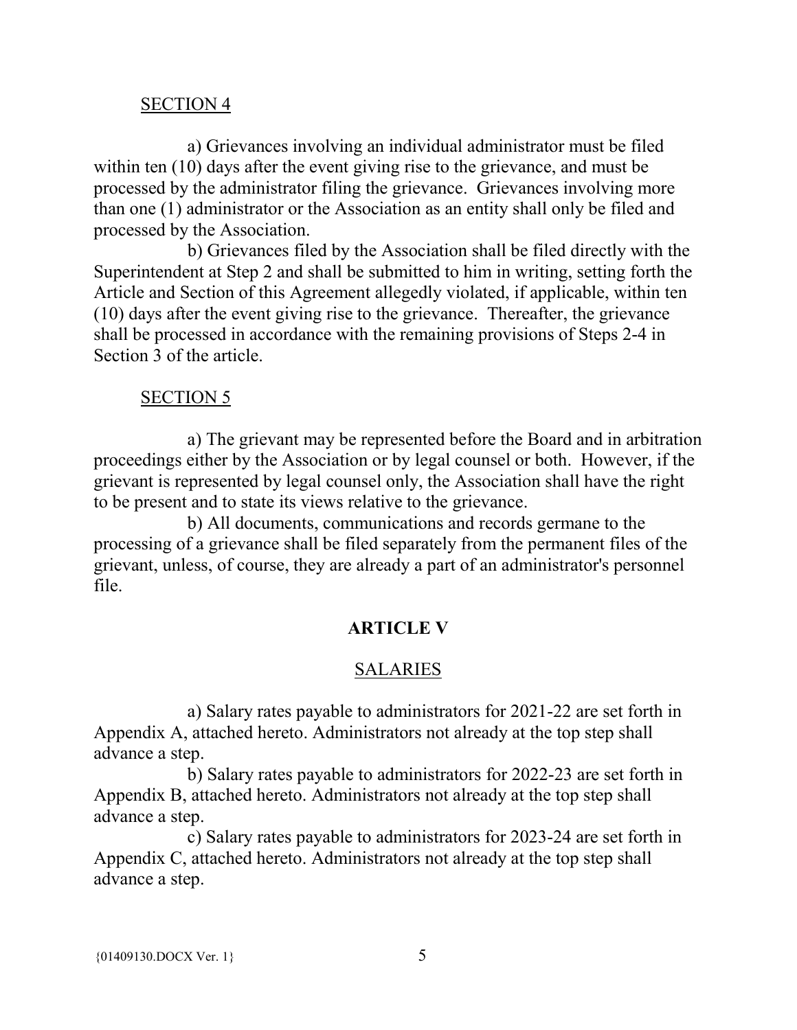SECTION 4

a) Grievances involving an individual administrator must be filed within ten (10) days after the event giving rise to the grievance, and must be processed by the administrator filing the grievance. Grievances involving more than one (1) administrator or the Association as an entity shall only be filed and processed by the Association.

b) Grievances filed by the Association shall be filed directly with the Superintendent at Step 2 and shall be submitted to him in writing, setting forth the Article and Section of this Agreement allegedly violated, if applicable, within ten (10) days after the event giving rise to the grievance. Thereafter, the grievance shall be processed in accordance with the remaining provisions of Steps 2-4 in Section 3 of the article.

SECTION 5

a) The grievant may be represented before the Board and in arbitration proceedings either by the Association or by legal counsel or both. However, if the grievant is represented by legal counsel only, the Association shall have the right to be present and to state its views relative to the grievance.

b) All documents, communications and records germane to the processing of a grievance shall be filed separately from the permanent files of the grievant, unless, of course, they are already a part of an administrator's personnel file.

## ARTICLE V

### SALARIES

a) Salary rates payable to administrators for 2021-22 are set forth in Appendix A, attached hereto. Administrators not already at the top step shall advance a step.

b) Salary rates payable to administrators for 2022-23 are set forth in Appendix B, attached hereto. Administrators not already at the top step shall advance a step.

c) Salary rates payable to administrators for 2023-24 are set forth in Appendix C, attached hereto. Administrators not already at the top step shall advance a step.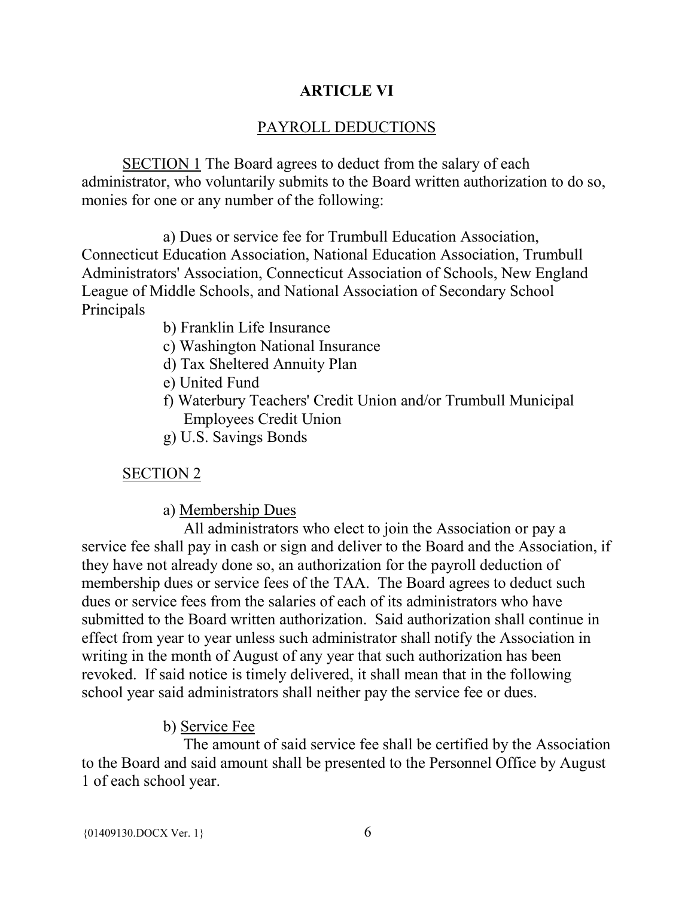## ARTICLE VI

### PAYROLL DEDUCTIONS

<u>SECTION 1</u> The Board agrees to deduct from the salary of each administrator, who voluntarily submits to the Board written authorization to do so, monies for one or any number of the following:

a) Dues or service fee for Trumbull Education Association, Connecticut Education Association, National Education Association, Trumbull Administrators' Association, Connecticut Association of Schools, New England League of Middle Schools, and National Association of Secondary School Principals

b) Franklin Life Insurance

c) Washington National Insurance

d) Tax Sheltered Annuity Plan

e) United Fund

f) Waterbury Teachers' Credit Union and/or Trumbull Municipal Employees Credit Union

g) U.S. Savings Bonds

<u>SECTION 2</u>

a) <u>Membership Dues</u>

All administrators who elect to join the Association or pay a service fee shall pay in cash or sign and deliver to the Board and the Association, if they have not already done so, an authorization for the payroll deduction of membership dues or service fees of the TAA. The Board agrees to deduct such dues or service fees from the salaries of each of its administrators who have submitted to the Board written authorization. Said authorization shall continue in effect from year to year unless such administrator shall notify the Association in writing in the month of August of any year that such authorization has been revoked. If said notice is timely delivered, it shall mean that in the following school year said administrators shall neither pay the service fee or dues.

b) <u>Service Fee</u>

The amount of said service fee shall be certified by the Association to the Board and said amount shall be presented to the Personnel Office by August 1 of each school year.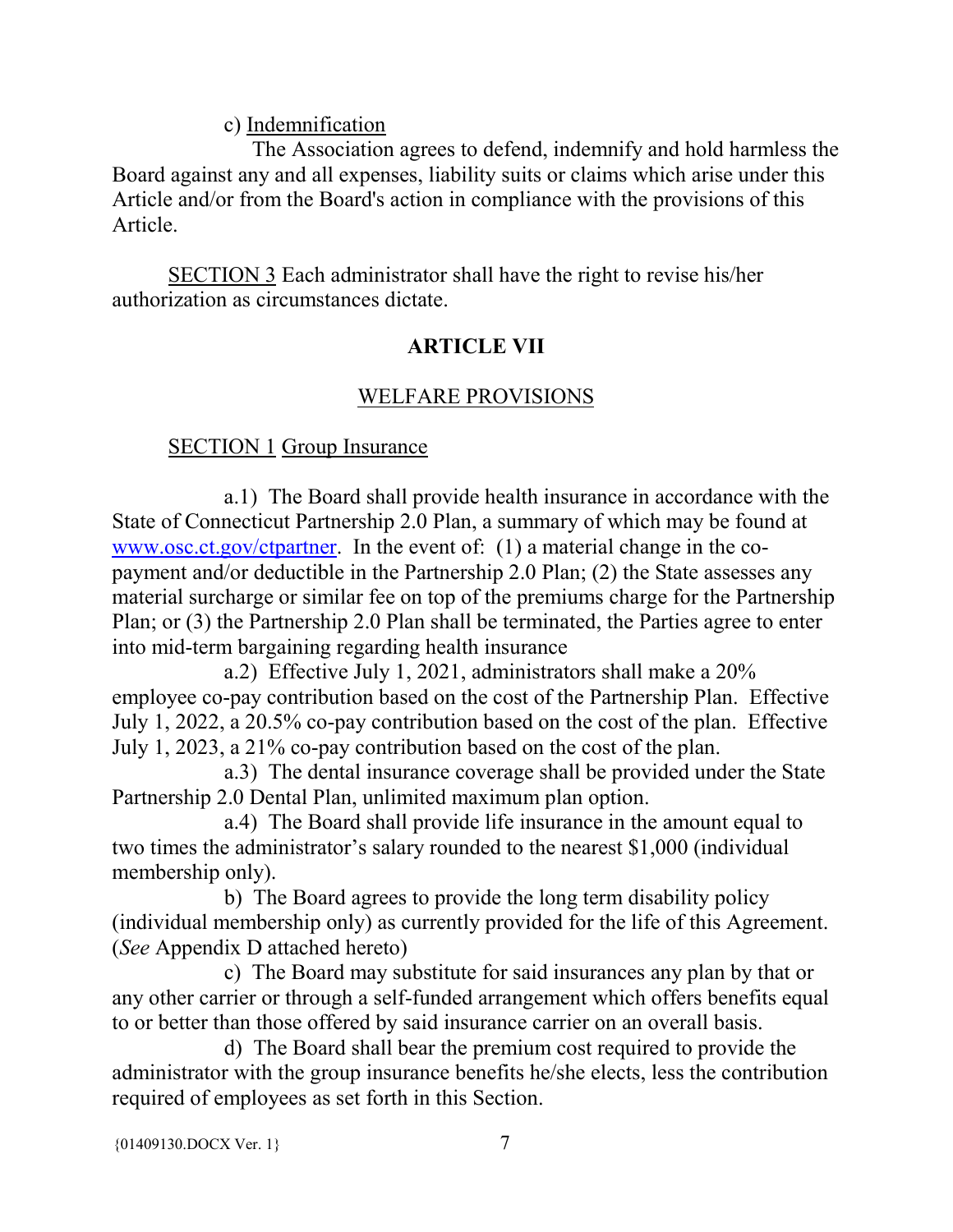c) Indemnification

The Association agrees to defend, indemnify and hold harmless the Board against any and all expenses, liability suits or claims which arise under this Article and/or from the Board's action in compliance with the provisions of this Article.

SECTION 3 Each administrator shall have the right to revise his/her authorization as circumstances dictate.

## ARTICLE VII

### WELFARE PROVISIONS

SECTION 1 Group Insurance

a.1) The Board shall provide health insurance in accordance with the State of Connecticut Partnership 2.0 Plan, a summary of which may be found at [www.osc.ct.gov/ctpartner](http://www.osc.ct.gov/ctpartner). In the event of: (1) a material change in the co-payment and/or deductible in the Partnership 2.0 Plan; (2) the State assesses any material surcharge or similar fee on top of the premiums charge for the Partnership Plan; or (3) the Partnership 2.0 Plan shall be terminated, the Parties agree to enter into mid-term bargaining regarding health insurance

a.2) Effective July 1, 2021, administrators shall make a 20% employee co-pay contribution based on the cost of the Partnership Plan. Effective July 1, 2022, a 20.5% co-pay contribution based on the cost of the plan. Effective July 1, 2023, a 21% co-pay contribution based on the cost of the plan.

a.3) The dental insurance coverage shall be provided under the State Partnership 2.0 Dental Plan, unlimited maximum plan option.

a.4) The Board shall provide life insurance in the amount equal to two times the administrator's salary rounded to the nearest $1,000 (individual membership only).

b) The Board agrees to provide the long term disability policy (individual membership only) as currently provided for the life of this Agreement. (*See* Appendix D attached hereto)

c) The Board may substitute for said insurances any plan by that or any other carrier or through a self-funded arrangement which offers benefits equal to or better than those offered by said insurance carrier on an overall basis.

d) The Board shall bear the premium cost required to provide the administrator with the group insurance benefits he/she elects, less the contribution required of employees as set forth in this Section.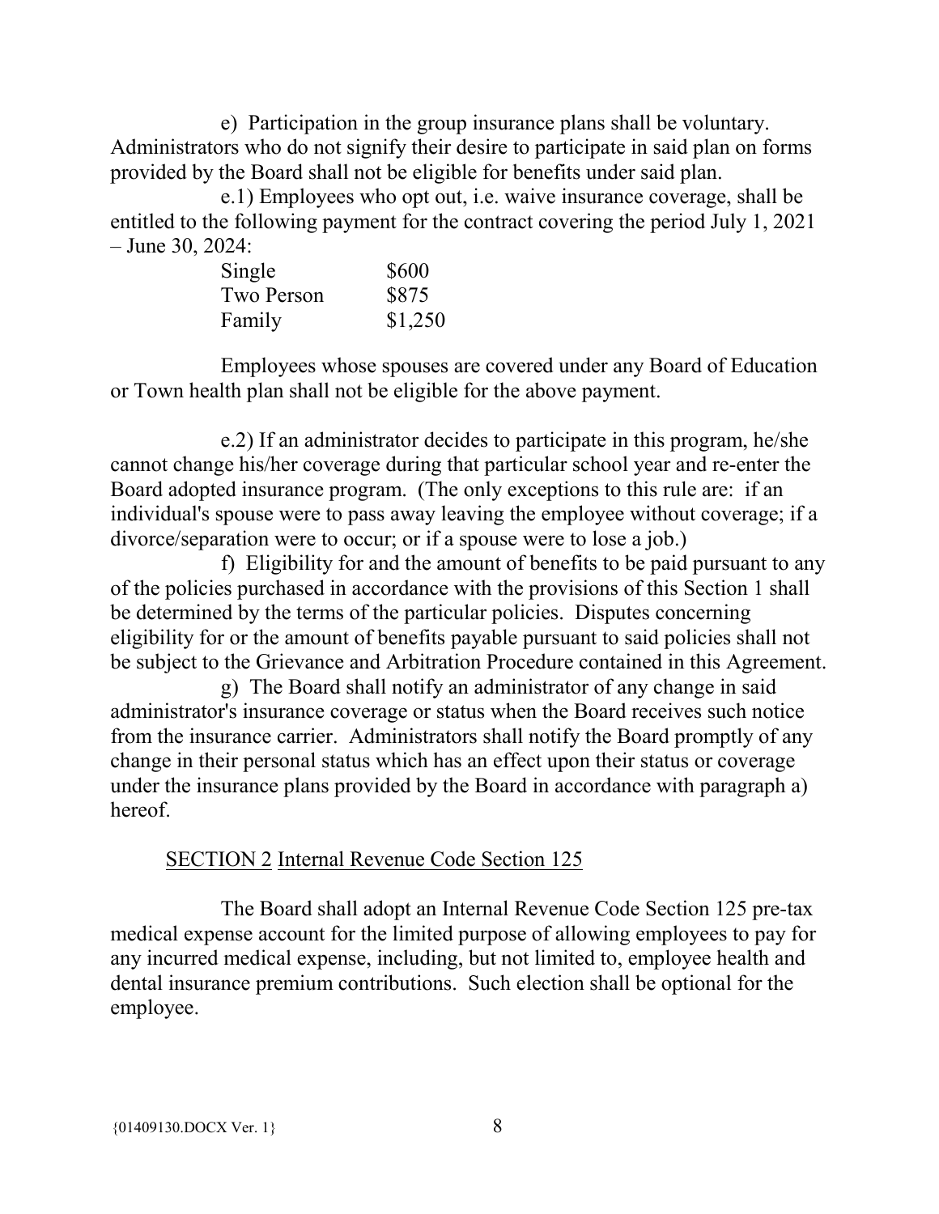e) Participation in the group insurance plans shall be voluntary. Administrators who do not signify their desire to participate in said plan on forms provided by the Board shall not be eligible for benefits under said plan.

e.1) Employees who opt out, i.e. waive insurance coverage, shall be entitled to the following payment for the contract covering the period July 1, 2021 – June 30, 2024:

| | |
|---|---|
| Single | $600 |
| Two Person | $875 |
| Family | $1,250 |

Employees whose spouses are covered under any Board of Education or Town health plan shall not be eligible for the above payment.

e.2) If an administrator decides to participate in this program, he/she cannot change his/her coverage during that particular school year and re-enter the Board adopted insurance program. (The only exceptions to this rule are: if an individual's spouse were to pass away leaving the employee without coverage; if a divorce/separation were to occur; or if a spouse were to lose a job.)

f) Eligibility for and the amount of benefits to be paid pursuant to any of the policies purchased in accordance with the provisions of this Section 1 shall be determined by the terms of the particular policies. Disputes concerning eligibility for or the amount of benefits payable pursuant to said policies shall not be subject to the Grievance and Arbitration Procedure contained in this Agreement.

g) The Board shall notify an administrator of any change in said administrator's insurance coverage or status when the Board receives such notice from the insurance carrier. Administrators shall notify the Board promptly of any change in their personal status which has an effect upon their status or coverage under the insurance plans provided by the Board in accordance with paragraph a) hereof.

## SECTION 2 Internal Revenue Code Section 125

The Board shall adopt an Internal Revenue Code Section 125 pre-tax medical expense account for the limited purpose of allowing employees to pay for any incurred medical expense, including, but not limited to, employee health and dental insurance premium contributions. Such election shall be optional for the employee.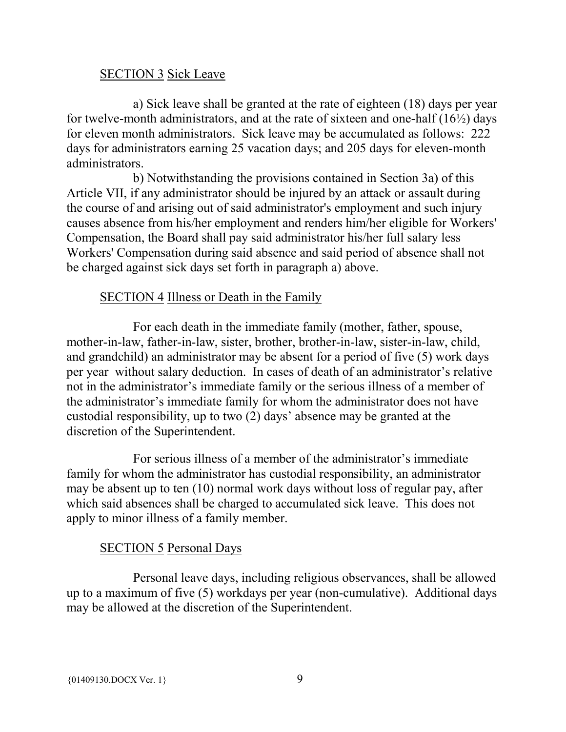SECTION 3 Sick Leave

a) Sick leave shall be granted at the rate of eighteen (18) days per year for twelve-month administrators, and at the rate of sixteen and one-half (16½) days for eleven month administrators. Sick leave may be accumulated as follows: 222 days for administrators earning 25 vacation days; and 205 days for eleven-month administrators.

b) Notwithstanding the provisions contained in Section 3a) of this Article VII, if any administrator should be injured by an attack or assault during the course of and arising out of said administrator's employment and such injury causes absence from his/her employment and renders him/her eligible for Workers' Compensation, the Board shall pay said administrator his/her full salary less Workers' Compensation during said absence and said period of absence shall not be charged against sick days set forth in paragraph a) above.

SECTION 4 Illness or Death in the Family

For each death in the immediate family (mother, father, spouse, mother-in-law, father-in-law, sister, brother, brother-in-law, sister-in-law, child, and grandchild) an administrator may be absent for a period of five (5) work days per year without salary deduction. In cases of death of an administrator's relative not in the administrator's immediate family or the serious illness of a member of the administrator's immediate family for whom the administrator does not have custodial responsibility, up to two (2) days' absence may be granted at the discretion of the Superintendent.

For serious illness of a member of the administrator's immediate family for whom the administrator has custodial responsibility, an administrator may be absent up to ten (10) normal work days without loss of regular pay, after which said absences shall be charged to accumulated sick leave. This does not apply to minor illness of a family member.

SECTION 5 Personal Days

Personal leave days, including religious observances, shall be allowed up to a maximum of five (5) workdays per year (non-cumulative). Additional days may be allowed at the discretion of the Superintendent.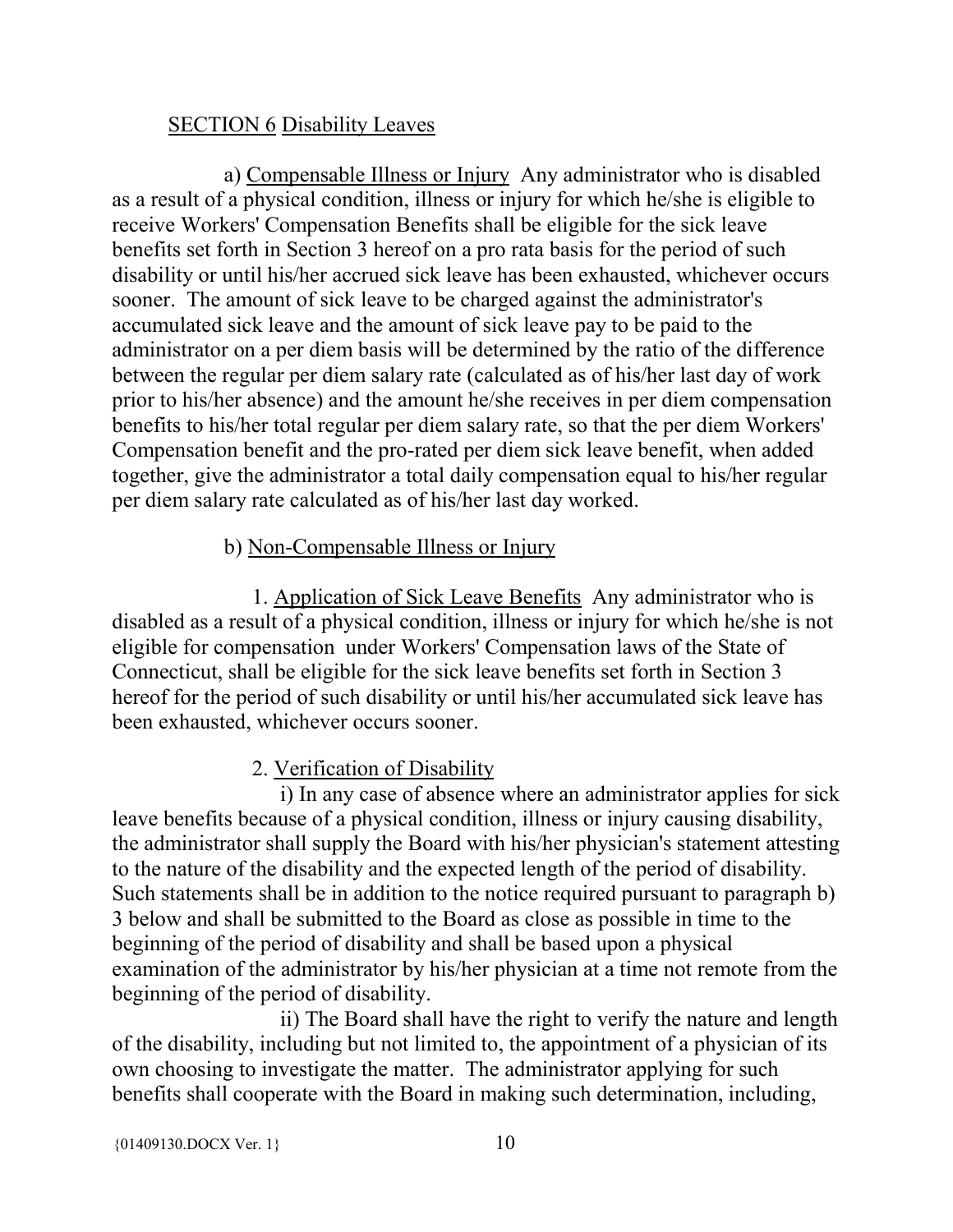SECTION 6 Disability Leaves

a) Compensable Illness or Injury Any administrator who is disabled as a result of a physical condition, illness or injury for which he/she is eligible to receive Workers' Compensation Benefits shall be eligible for the sick leave benefits set forth in Section 3 hereof on a pro rata basis for the period of such disability or until his/her accrued sick leave has been exhausted, whichever occurs sooner. The amount of sick leave to be charged against the administrator's accumulated sick leave and the amount of sick leave pay to be paid to the administrator on a per diem basis will be determined by the ratio of the difference between the regular per diem salary rate (calculated as of his/her last day of work prior to his/her absence) and the amount he/she receives in per diem compensation benefits to his/her total regular per diem salary rate, so that the per diem Workers' Compensation benefit and the pro-rated per diem sick leave benefit, when added together, give the administrator a total daily compensation equal to his/her regular per diem salary rate calculated as of his/her last day worked.

b) Non-Compensable Illness or Injury

1. Application of Sick Leave Benefits Any administrator who is disabled as a result of a physical condition, illness or injury for which he/she is not eligible for compensation under Workers' Compensation laws of the State of Connecticut, shall be eligible for the sick leave benefits set forth in Section 3 hereof for the period of such disability or until his/her accumulated sick leave has been exhausted, whichever occurs sooner.

2. Verification of Disability

i) In any case of absence where an administrator applies for sick leave benefits because of a physical condition, illness or injury causing disability, the administrator shall supply the Board with his/her physician's statement attesting to the nature of the disability and the expected length of the period of disability. Such statements shall be in addition to the notice required pursuant to paragraph b) 3 below and shall be submitted to the Board as close as possible in time to the beginning of the period of disability and shall be based upon a physical examination of the administrator by his/her physician at a time not remote from the beginning of the period of disability.

ii) The Board shall have the right to verify the nature and length of the disability, including but not limited to, the appointment of a physician of its own choosing to investigate the matter. The administrator applying for such benefits shall cooperate with the Board in making such determination, including,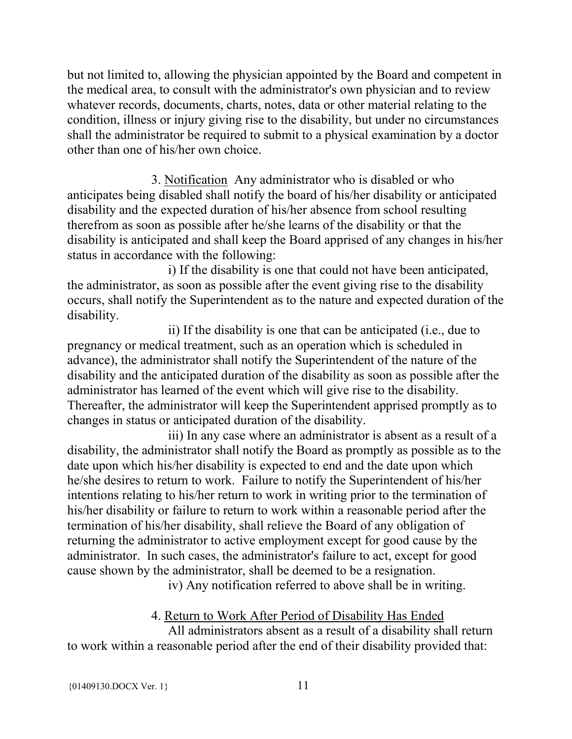but not limited to, allowing the physician appointed by the Board and competent in the medical area, to consult with the administrator's own physician and to review whatever records, documents, charts, notes, data or other material relating to the condition, illness or injury giving rise to the disability, but under no circumstances shall the administrator be required to submit to a physical examination by a doctor other than one of his/her own choice.

3. Notification Any administrator who is disabled or who anticipates being disabled shall notify the board of his/her disability or anticipated disability and the expected duration of his/her absence from school resulting therefrom as soon as possible after he/she learns of the disability or that the disability is anticipated and shall keep the Board apprised of any changes in his/her status in accordance with the following:

i) If the disability is one that could not have been anticipated, the administrator, as soon as possible after the event giving rise to the disability occurs, shall notify the Superintendent as to the nature and expected duration of the disability.

ii) If the disability is one that can be anticipated (i.e., due to pregnancy or medical treatment, such as an operation which is scheduled in advance), the administrator shall notify the Superintendent of the nature of the disability and the anticipated duration of the disability as soon as possible after the administrator has learned of the event which will give rise to the disability. Thereafter, the administrator will keep the Superintendent apprised promptly as to changes in status or anticipated duration of the disability.

iii) In any case where an administrator is absent as a result of a disability, the administrator shall notify the Board as promptly as possible as to the date upon which his/her disability is expected to end and the date upon which he/she desires to return to work. Failure to notify the Superintendent of his/her intentions relating to his/her return to work in writing prior to the termination of his/her disability or failure to return to work within a reasonable period after the termination of his/her disability, shall relieve the Board of any obligation of returning the administrator to active employment except for good cause by the administrator. In such cases, the administrator's failure to act, except for good cause shown by the administrator, shall be deemed to be a resignation.

iv) Any notification referred to above shall be in writing.

4. Return to Work After Period of Disability Has Ended

All administrators absent as a result of a disability shall return to work within a reasonable period after the end of their disability provided that: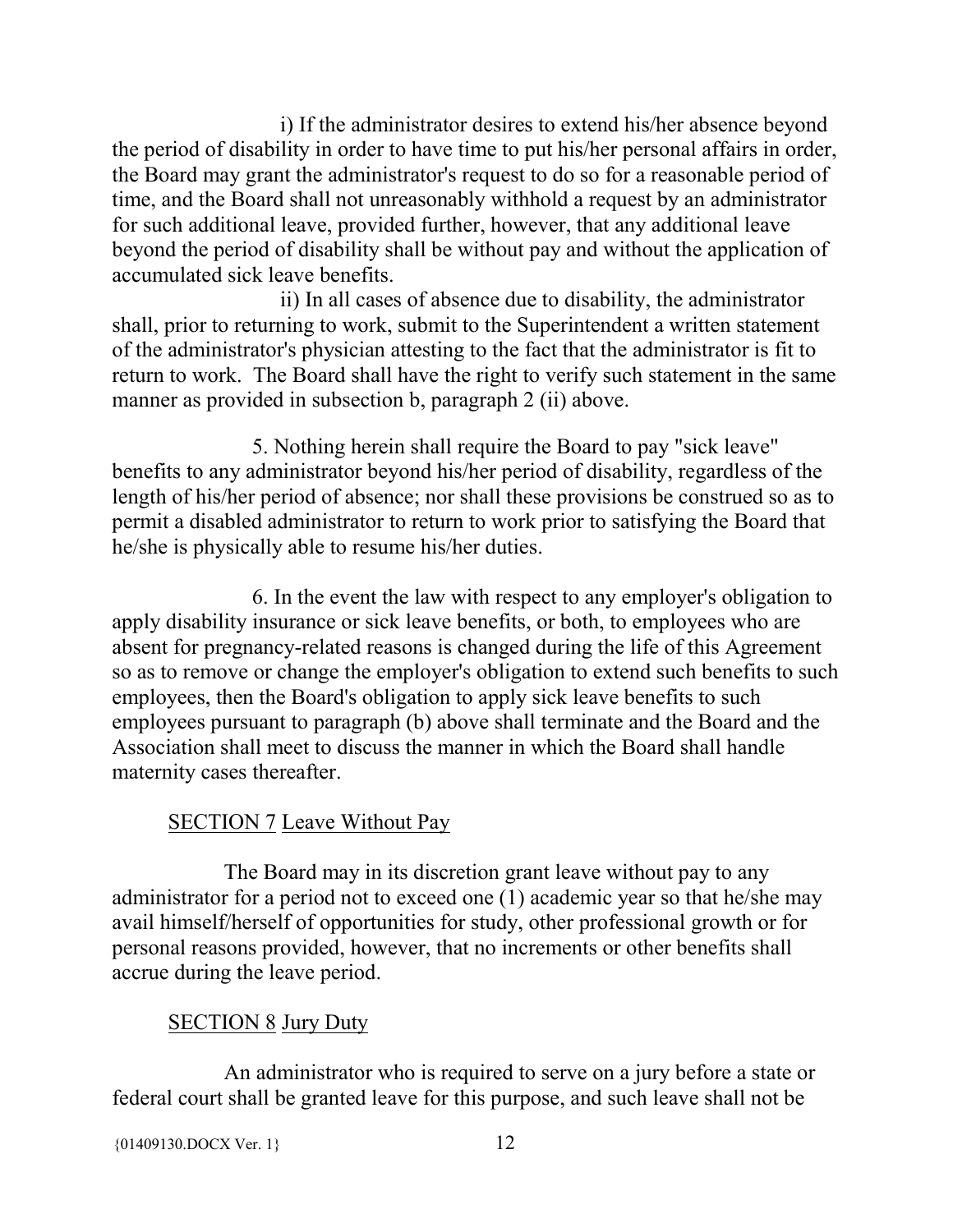i) If the administrator desires to extend his/her absence beyond the period of disability in order to have time to put his/her personal affairs in order, the Board may grant the administrator's request to do so for a reasonable period of time, and the Board shall not unreasonably withhold a request by an administrator for such additional leave, provided further, however, that any additional leave beyond the period of disability shall be without pay and without the application of accumulated sick leave benefits.

ii) In all cases of absence due to disability, the administrator shall, prior to returning to work, submit to the Superintendent a written statement of the administrator's physician attesting to the fact that the administrator is fit to return to work. The Board shall have the right to verify such statement in the same manner as provided in subsection b, paragraph 2 (ii) above.

5. Nothing herein shall require the Board to pay "sick leave" benefits to any administrator beyond his/her period of disability, regardless of the length of his/her period of absence; nor shall these provisions be construed so as to permit a disabled administrator to return to work prior to satisfying the Board that he/she is physically able to resume his/her duties.

6. In the event the law with respect to any employer's obligation to apply disability insurance or sick leave benefits, or both, to employees who are absent for pregnancy-related reasons is changed during the life of this Agreement so as to remove or change the employer's obligation to extend such benefits to such employees, then the Board's obligation to apply sick leave benefits to such employees pursuant to paragraph (b) above shall terminate and the Board and the Association shall meet to discuss the manner in which the Board shall handle maternity cases thereafter.

## SECTION 7 Leave Without Pay

The Board may in its discretion grant leave without pay to any administrator for a period not to exceed one (1) academic year so that he/she may avail himself/herself of opportunities for study, other professional growth or for personal reasons provided, however, that no increments or other benefits shall accrue during the leave period.

## SECTION 8 Jury Duty

An administrator who is required to serve on a jury before a state or federal court shall be granted leave for this purpose, and such leave shall not be

{01409130.DOCX Ver. 1}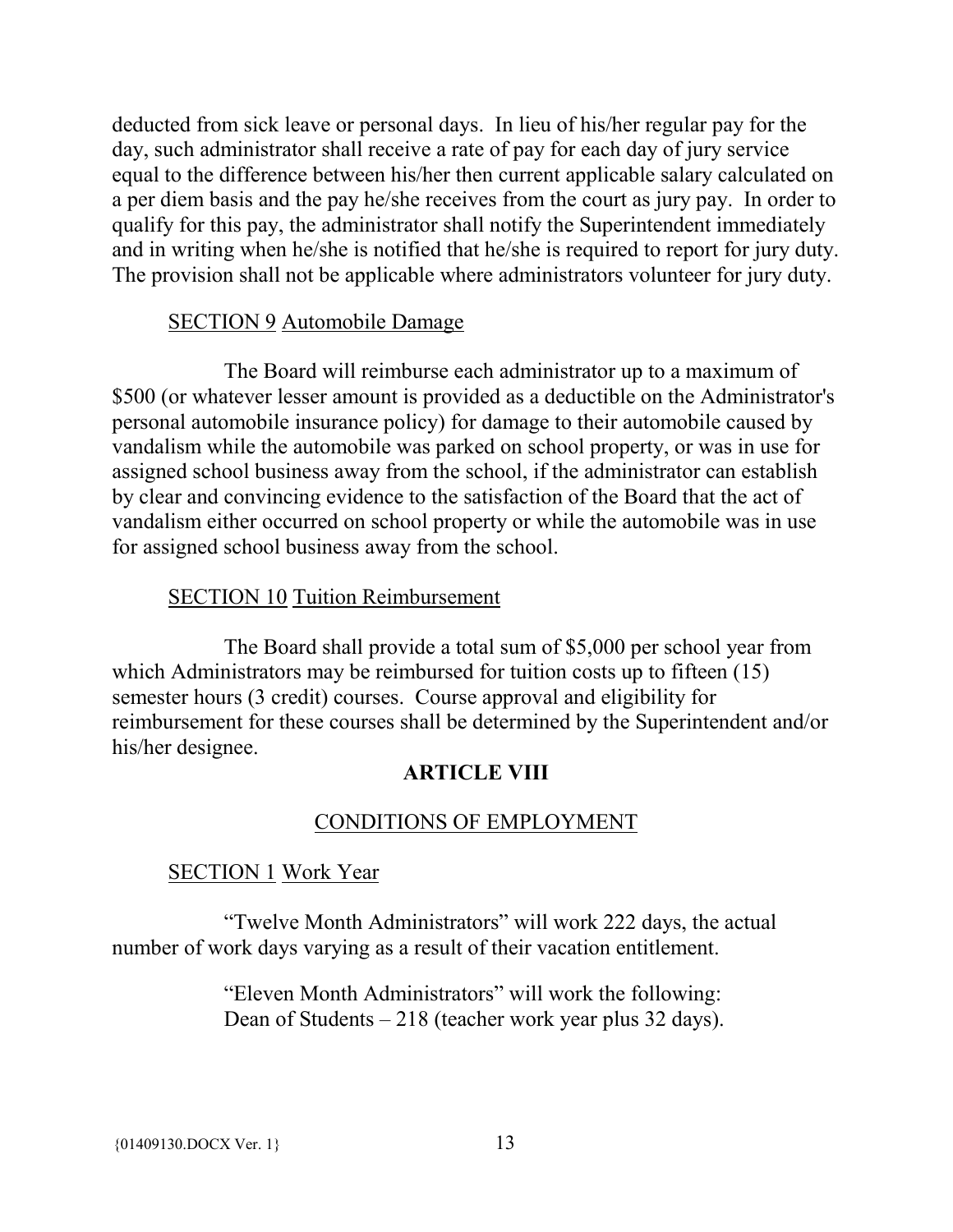deducted from sick leave or personal days. In lieu of his/her regular pay for the day, such administrator shall receive a rate of pay for each day of jury service equal to the difference between his/her then current applicable salary calculated on a per diem basis and the pay he/she receives from the court as jury pay. In order to qualify for this pay, the administrator shall notify the Superintendent immediately and in writing when he/she is notified that he/she is required to report for jury duty. The provision shall not be applicable where administrators volunteer for jury duty.

SECTION 9 Automobile Damage

The Board will reimburse each administrator up to a maximum of $500 (or whatever lesser amount is provided as a deductible on the Administrator's personal automobile insurance policy) for damage to their automobile caused by vandalism while the automobile was parked on school property, or was in use for assigned school business away from the school, if the administrator can establish by clear and convincing evidence to the satisfaction of the Board that the act of vandalism either occurred on school property or while the automobile was in use for assigned school business away from the school.

SECTION 10 Tuition Reimbursement

The Board shall provide a total sum of $5,000 per school year from which Administrators may be reimbursed for tuition costs up to fifteen (15) semester hours (3 credit) courses. Course approval and eligibility for reimbursement for these courses shall be determined by the Superintendent and/or his/her designee.

## ARTICLE VIII

## CONDITIONS OF EMPLOYMENT

SECTION 1 Work Year

"Twelve Month Administrators" will work 222 days, the actual number of work days varying as a result of their vacation entitlement.

"Eleven Month Administrators" will work the following:
Dean of Students – 218 (teacher work year plus 32 days).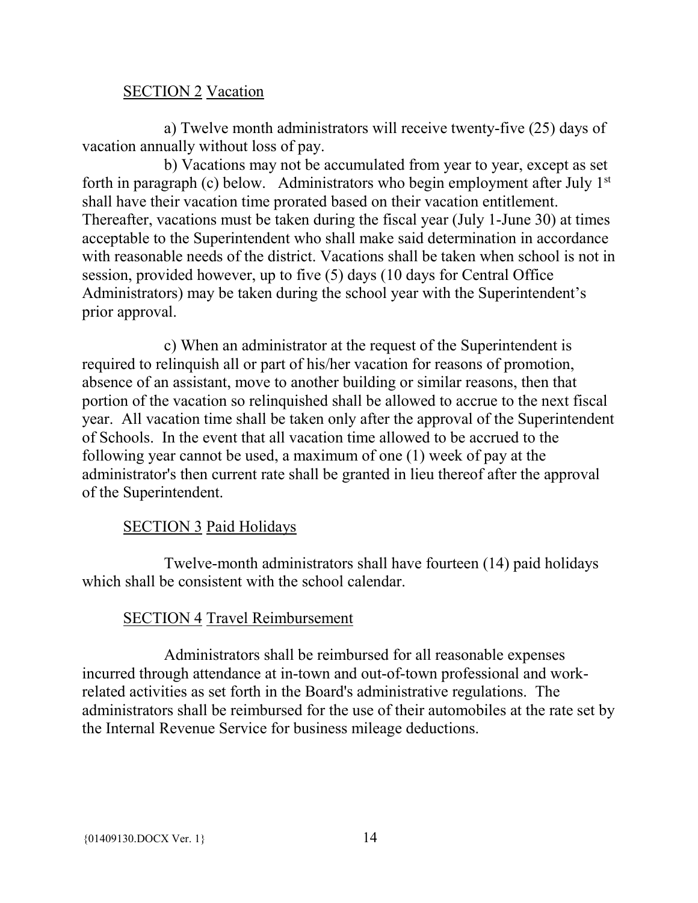SECTION 2 Vacation

a) Twelve month administrators will receive twenty-five (25) days of vacation annually without loss of pay.

b) Vacations may not be accumulated from year to year, except as set forth in paragraph (c) below. Administrators who begin employment after July 1st shall have their vacation time prorated based on their vacation entitlement. Thereafter, vacations must be taken during the fiscal year (July 1-June 30) at times acceptable to the Superintendent who shall make said determination in accordance with reasonable needs of the district. Vacations shall be taken when school is not in session, provided however, up to five (5) days (10 days for Central Office Administrators) may be taken during the school year with the Superintendent's prior approval.

c) When an administrator at the request of the Superintendent is required to relinquish all or part of his/her vacation for reasons of promotion, absence of an assistant, move to another building or similar reasons, then that portion of the vacation so relinquished shall be allowed to accrue to the next fiscal year. All vacation time shall be taken only after the approval of the Superintendent of Schools. In the event that all vacation time allowed to be accrued to the following year cannot be used, a maximum of one (1) week of pay at the administrator's then current rate shall be granted in lieu thereof after the approval of the Superintendent.

SECTION 3 Paid Holidays

Twelve-month administrators shall have fourteen (14) paid holidays which shall be consistent with the school calendar.

SECTION 4 Travel Reimbursement

Administrators shall be reimbursed for all reasonable expenses incurred through attendance at in-town and out-of-town professional and work-related activities as set forth in the Board's administrative regulations. The administrators shall be reimbursed for the use of their automobiles at the rate set by the Internal Revenue Service for business mileage deductions.

{01409130.DOCX Ver. 1}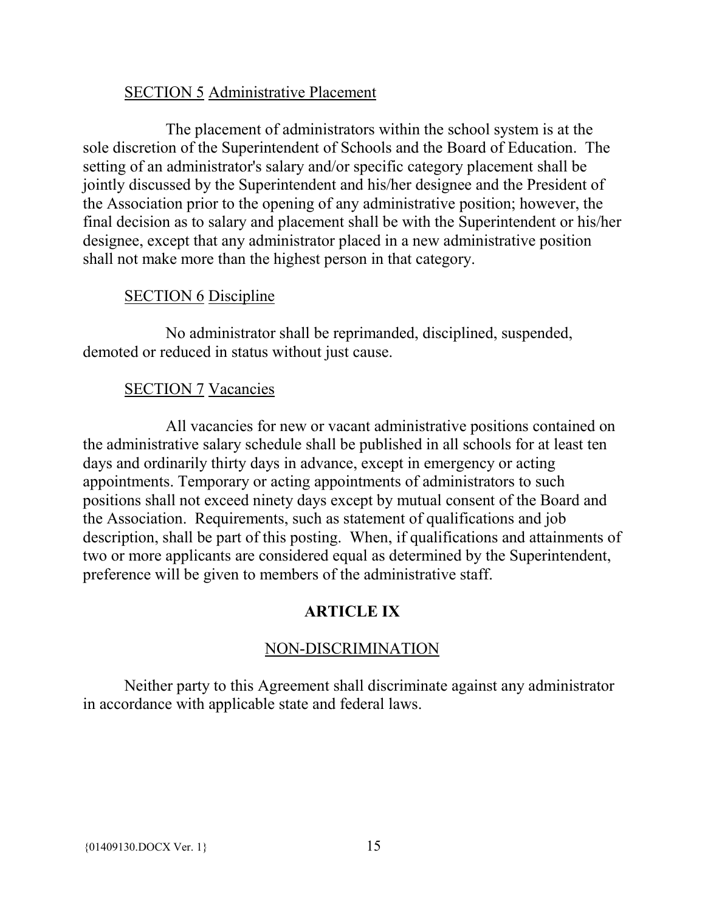SECTION 5 Administrative Placement

The placement of administrators within the school system is at the sole discretion of the Superintendent of Schools and the Board of Education. The setting of an administrator's salary and/or specific category placement shall be jointly discussed by the Superintendent and his/her designee and the President of the Association prior to the opening of any administrative position; however, the final decision as to salary and placement shall be with the Superintendent or his/her designee, except that any administrator placed in a new administrative position shall not make more than the highest person in that category.

SECTION 6 Discipline

No administrator shall be reprimanded, disciplined, suspended, demoted or reduced in status without just cause.

SECTION 7 Vacancies

All vacancies for new or vacant administrative positions contained on the administrative salary schedule shall be published in all schools for at least ten days and ordinarily thirty days in advance, except in emergency or acting appointments. Temporary or acting appointments of administrators to such positions shall not exceed ninety days except by mutual consent of the Board and the Association. Requirements, such as statement of qualifications and job description, shall be part of this posting. When, if qualifications and attainments of two or more applicants are considered equal as determined by the Superintendent, preference will be given to members of the administrative staff.

## ARTICLE IX

## NON-DISCRIMINATION

Neither party to this Agreement shall discriminate against any administrator in accordance with applicable state and federal laws.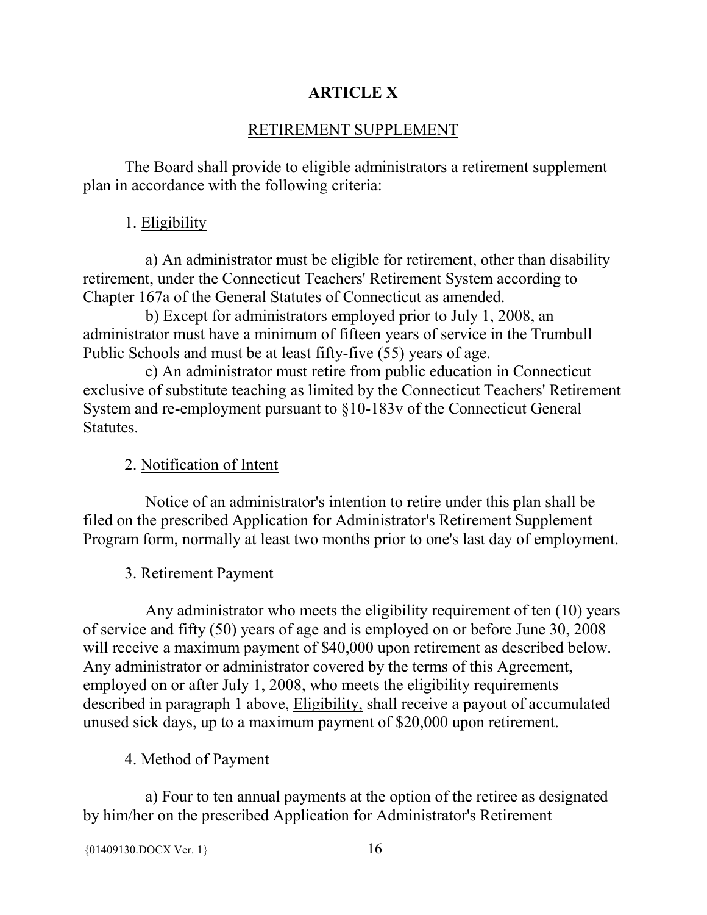# ARTICLE X

## RETIREMENT SUPPLEMENT

The Board shall provide to eligible administrators a retirement supplement plan in accordance with the following criteria:

1. Eligibility

a) An administrator must be eligible for retirement, other than disability retirement, under the Connecticut Teachers' Retirement System according to Chapter 167a of the General Statutes of Connecticut as amended.

b) Except for administrators employed prior to July 1, 2008, an administrator must have a minimum of fifteen years of service in the Trumbull Public Schools and must be at least fifty-five (55) years of age.

c) An administrator must retire from public education in Connecticut exclusive of substitute teaching as limited by the Connecticut Teachers' Retirement System and re-employment pursuant to §10-183v of the Connecticut General Statutes.

2. Notification of Intent

Notice of an administrator's intention to retire under this plan shall be filed on the prescribed Application for Administrator's Retirement Supplement Program form, normally at least two months prior to one's last day of employment.

3. Retirement Payment

Any administrator who meets the eligibility requirement of ten (10) years of service and fifty (50) years of age and is employed on or before June 30, 2008 will receive a maximum payment of $40,000 upon retirement as described below. Any administrator or administrator covered by the terms of this Agreement, employed on or after July 1, 2008, who meets the eligibility requirements described in paragraph 1 above, Eligibility, shall receive a payout of accumulated unused sick days, up to a maximum payment of $20,000 upon retirement.

4. Method of Payment

a) Four to ten annual payments at the option of the retiree as designated by him/her on the prescribed Application for Administrator's Retirement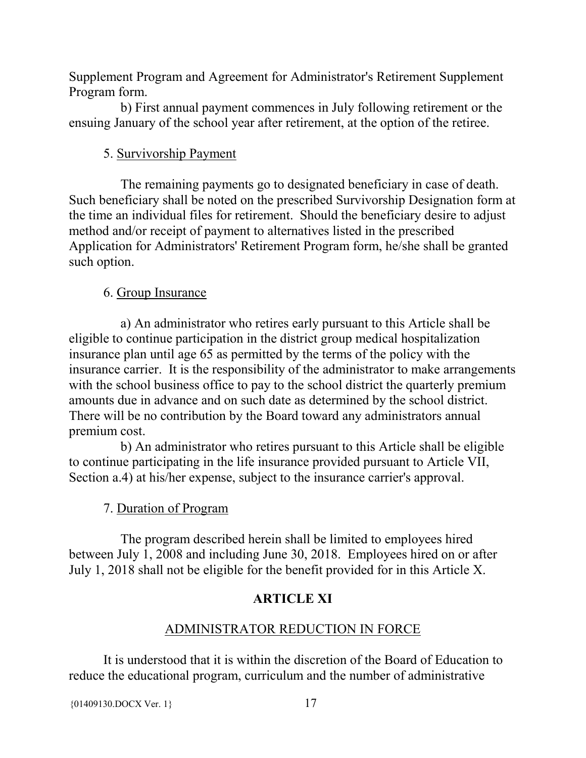Supplement Program and Agreement for Administrator's Retirement Supplement Program form.

b) First annual payment commences in July following retirement or the ensuing January of the school year after retirement, at the option of the retiree.

5. Survivorship Payment

The remaining payments go to designated beneficiary in case of death. Such beneficiary shall be noted on the prescribed Survivorship Designation form at the time an individual files for retirement. Should the beneficiary desire to adjust method and/or receipt of payment to alternatives listed in the prescribed Application for Administrators' Retirement Program form, he/she shall be granted such option.

6. Group Insurance

a) An administrator who retires early pursuant to this Article shall be eligible to continue participation in the district group medical hospitalization insurance plan until age 65 as permitted by the terms of the policy with the insurance carrier. It is the responsibility of the administrator to make arrangements with the school business office to pay to the school district the quarterly premium amounts due in advance and on such date as determined by the school district. There will be no contribution by the Board toward any administrators annual premium cost.

b) An administrator who retires pursuant to this Article shall be eligible to continue participating in the life insurance provided pursuant to Article VII, Section a.4) at his/her expense, subject to the insurance carrier's approval.

7. Duration of Program

The program described herein shall be limited to employees hired between July 1, 2008 and including June 30, 2018. Employees hired on or after July 1, 2018 shall not be eligible for the benefit provided for in this Article X.

## ARTICLE XI

### ADMINISTRATOR REDUCTION IN FORCE

It is understood that it is within the discretion of the Board of Education to reduce the educational program, curriculum and the number of administrative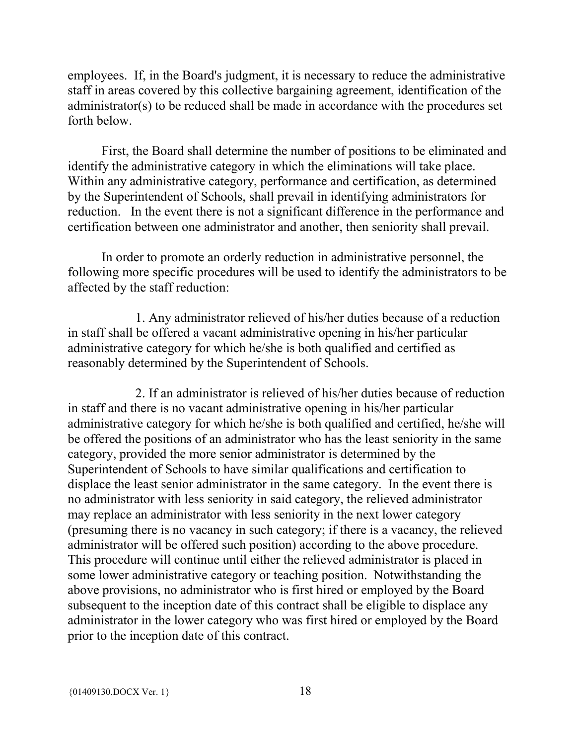employees. If, in the Board's judgment, it is necessary to reduce the administrative staff in areas covered by this collective bargaining agreement, identification of the administrator(s) to be reduced shall be made in accordance with the procedures set forth below.

First, the Board shall determine the number of positions to be eliminated and identify the administrative category in which the eliminations will take place. Within any administrative category, performance and certification, as determined by the Superintendent of Schools, shall prevail in identifying administrators for reduction. In the event there is not a significant difference in the performance and certification between one administrator and another, then seniority shall prevail.

In order to promote an orderly reduction in administrative personnel, the following more specific procedures will be used to identify the administrators to be affected by the staff reduction:

1. Any administrator relieved of his/her duties because of a reduction in staff shall be offered a vacant administrative opening in his/her particular administrative category for which he/she is both qualified and certified as reasonably determined by the Superintendent of Schools.

2. If an administrator is relieved of his/her duties because of reduction in staff and there is no vacant administrative opening in his/her particular administrative category for which he/she is both qualified and certified, he/she will be offered the positions of an administrator who has the least seniority in the same category, provided the more senior administrator is determined by the Superintendent of Schools to have similar qualifications and certification to displace the least senior administrator in the same category. In the event there is no administrator with less seniority in said category, the relieved administrator may replace an administrator with less seniority in the next lower category (presuming there is no vacancy in such category; if there is a vacancy, the relieved administrator will be offered such position) according to the above procedure. This procedure will continue until either the relieved administrator is placed in some lower administrative category or teaching position. Notwithstanding the above provisions, no administrator who is first hired or employed by the Board subsequent to the inception date of this contract shall be eligible to displace any administrator in the lower category who was first hired or employed by the Board prior to the inception date of this contract.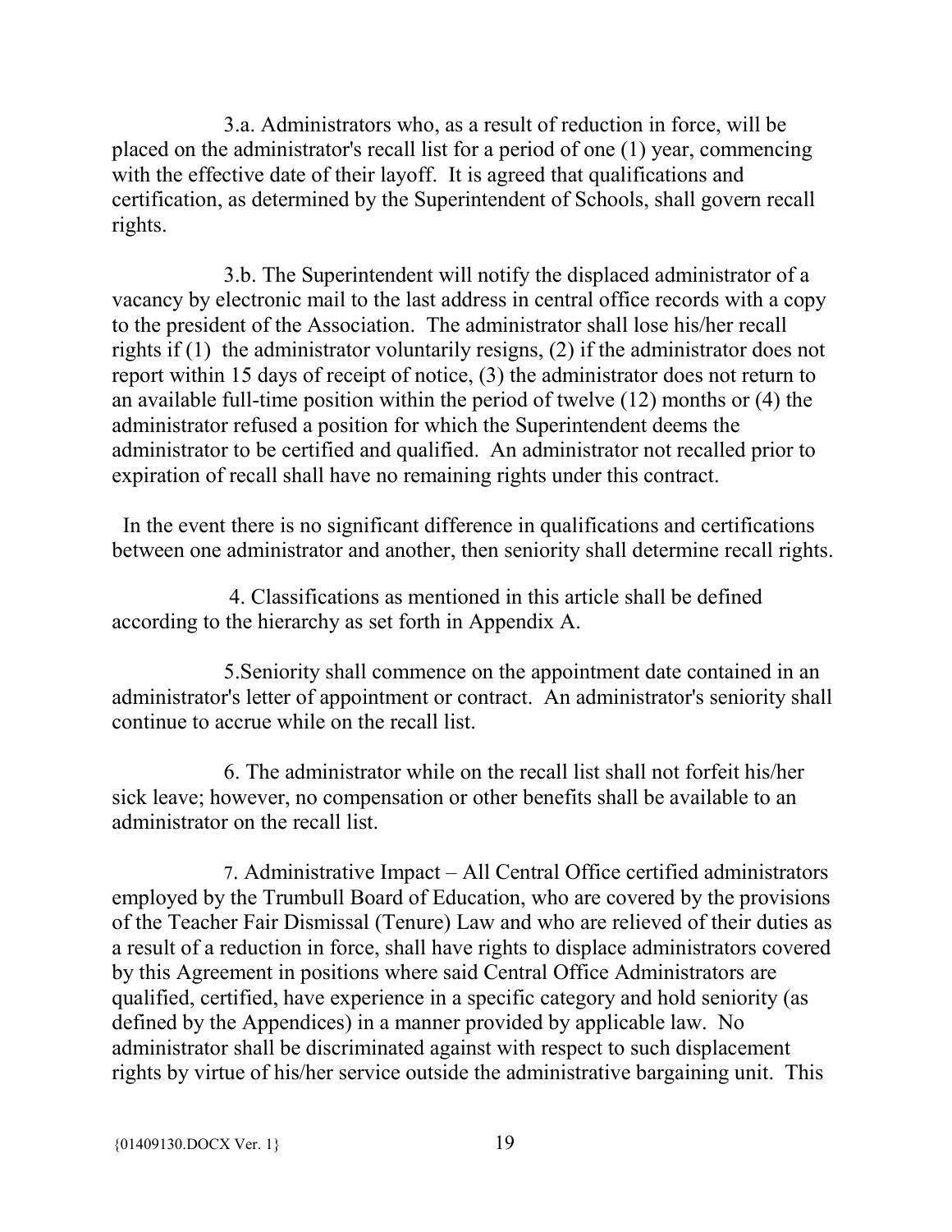3.a. Administrators who, as a result of reduction in force, will be placed on the administrator's recall list for a period of one (1) year, commencing with the effective date of their layoff. It is agreed that qualifications and certification, as determined by the Superintendent of Schools, shall govern recall rights.

3.b. The Superintendent will notify the displaced administrator of a vacancy by electronic mail to the last address in central office records with a copy to the president of the Association. The administrator shall lose his/her recall rights if (1) the administrator voluntarily resigns, (2) if the administrator does not report within 15 days of receipt of notice, (3) the administrator does not return to an available full-time position within the period of twelve (12) months or (4) the administrator refused a position for which the Superintendent deems the administrator to be certified and qualified. An administrator not recalled prior to expiration of recall shall have no remaining rights under this contract.

In the event there is no significant difference in qualifications and certifications between one administrator and another, then seniority shall determine recall rights.

4. Classifications as mentioned in this article shall be defined according to the hierarchy as set forth in Appendix A.

5.Seniority shall commence on the appointment date contained in an administrator's letter of appointment or contract. An administrator's seniority shall continue to accrue while on the recall list.

6. The administrator while on the recall list shall not forfeit his/her sick leave; however, no compensation or other benefits shall be available to an administrator on the recall list.

7. Administrative Impact – All Central Office certified administrators employed by the Trumbull Board of Education, who are covered by the provisions of the Teacher Fair Dismissal (Tenure) Law and who are relieved of their duties as a result of a reduction in force, shall have rights to displace administrators covered by this Agreement in positions where said Central Office Administrators are qualified, certified, have experience in a specific category and hold seniority (as defined by the Appendices) in a manner provided by applicable law. No administrator shall be discriminated against with respect to such displacement rights by virtue of his/her service outside the administrative bargaining unit. This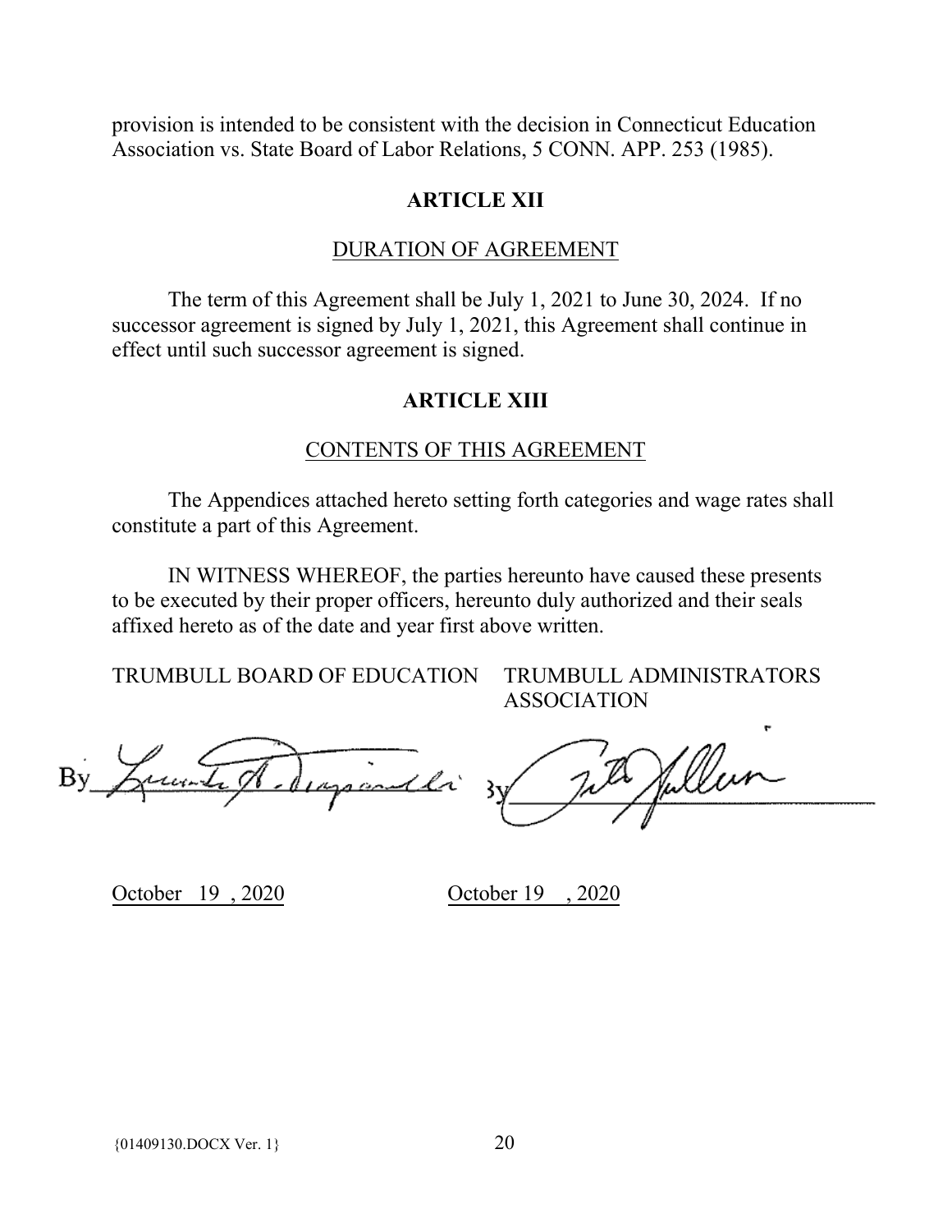provision is intended to be consistent with the decision in Connecticut Education Association vs. State Board of Labor Relations, 5 CONN. APP. 253 (1985).

## ARTICLE XII

DURATION OF AGREEMENT

The term of this Agreement shall be July 1, 2021 to June 30, 2024. If no successor agreement is signed by July 1, 2021, this Agreement shall continue in effect until such successor agreement is signed.

## ARTICLE XIII

CONTENTS OF THIS AGREEMENT

The Appendices attached hereto setting forth categories and wage rates shall constitute a part of this Agreement.

IN WITNESS WHEREOF, the parties hereunto have caused these presents to be executed by their proper officers, hereunto duly authorized and their seals affixed hereto as of the date and year first above written.

| TRUMBULL BOARD OF EDUCATION | TRUMBULL ADMINISTRATORS ASSOCIATION |
| --- | --- |
| By ______________________ | By ______________________ |
| October 19 , 2020 | October 19 , 2020 |

{01409130.DOCX Ver. 1}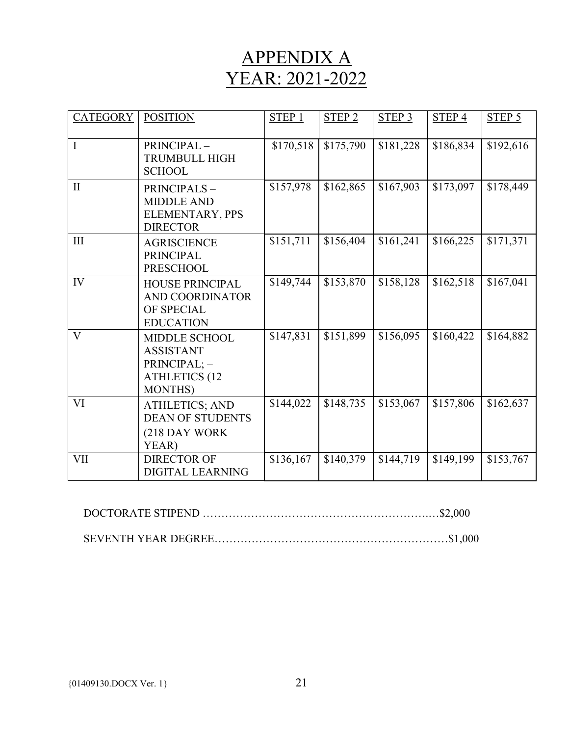# APPENDIX A
# YEAR: 2021-2022

| CATEGORY | POSITION | STEP 1 | STEP 2 | STEP 3 | STEP 4 | STEP 5 |
|---|---|---|---|---|---|---|
| I | PRINCIPAL – TRUMBULL HIGH SCHOOL | $170,518 | $175,790 | $181,228 | $186,834 | $192,616 |
| II | PRINCIPALS – MIDDLE AND ELEMENTARY, PPS DIRECTOR | $157,978 | $162,865 | $167,903 | $173,097 | $178,449 |
| III | AGRISCIENCE PRINCIPAL PRESCHOOL | $151,711 | $156,404 | $161,241 | $166,225 | $171,371 |
| IV | HOUSE PRINCIPAL AND COORDINATOR OF SPECIAL EDUCATION | $149,744 | $153,870 | $158,128 | $162,518 | $167,041 |
| V | MIDDLE SCHOOL ASSISTANT PRINCIPAL; – ATHLETICS (12 MONTHS) | $147,831 | $151,899 | $156,095 | $160,422 | $164,882 |
| VI | ATHLETICS; AND DEAN OF STUDENTS (218 DAY WORK YEAR) | $144,022 | $148,735 | $153,067 | $157,806 | $162,637 |
| VII | DIRECTOR OF DIGITAL LEARNING | $136,167 | $140,379 | $144,719 | $149,199 | $153,767 |

DOCTORATE STIPEND ……………………………………………………..…$2,000

SEVENTH YEAR DEGREE………………………………………………………$1,000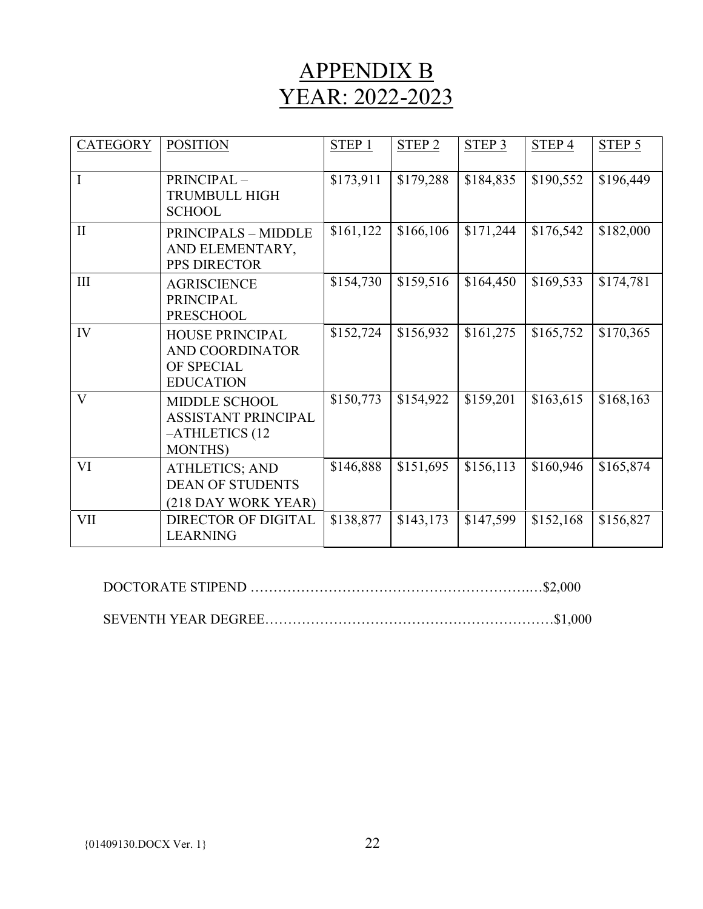# APPENDIX B
# YEAR: 2022-2023

| CATEGORY | POSITION | STEP 1 | STEP 2 | STEP 3 | STEP 4 | STEP 5 |
|---|---|---|---|---|---|---|
| I | PRINCIPAL – TRUMBULL HIGH SCHOOL | $173,911 | $179,288 | $184,835 | $190,552 | $196,449 |
| II | PRINCIPALS – MIDDLE AND ELEMENTARY, PPS DIRECTOR | $161,122 | $166,106 | $171,244 | $176,542 | $182,000 |
| III | AGRISCIENCE PRINCIPAL PRESCHOOL | $154,730 | $159,516 | $164,450 | $169,533 | $174,781 |
| IV | HOUSE PRINCIPAL AND COORDINATOR OF SPECIAL EDUCATION | $152,724 | $156,932 | $161,275 | $165,752 | $170,365 |
| V | MIDDLE SCHOOL ASSISTANT PRINCIPAL –ATHLETICS (12 MONTHS) | $150,773 | $154,922 | $159,201 | $163,615 | $168,163 |
| VI | ATHLETICS; AND DEAN OF STUDENTS (218 DAY WORK YEAR) | $146,888 | $151,695 | $156,113 | $160,946 | $165,874 |
| VII | DIRECTOR OF DIGITAL LEARNING | $138,877 | $143,173 | $147,599 | $152,168 | $156,827 |

DOCTORATE STIPEND ……………………………………………………..…$2,000

SEVENTH YEAR DEGREE………………………………………………………$1,000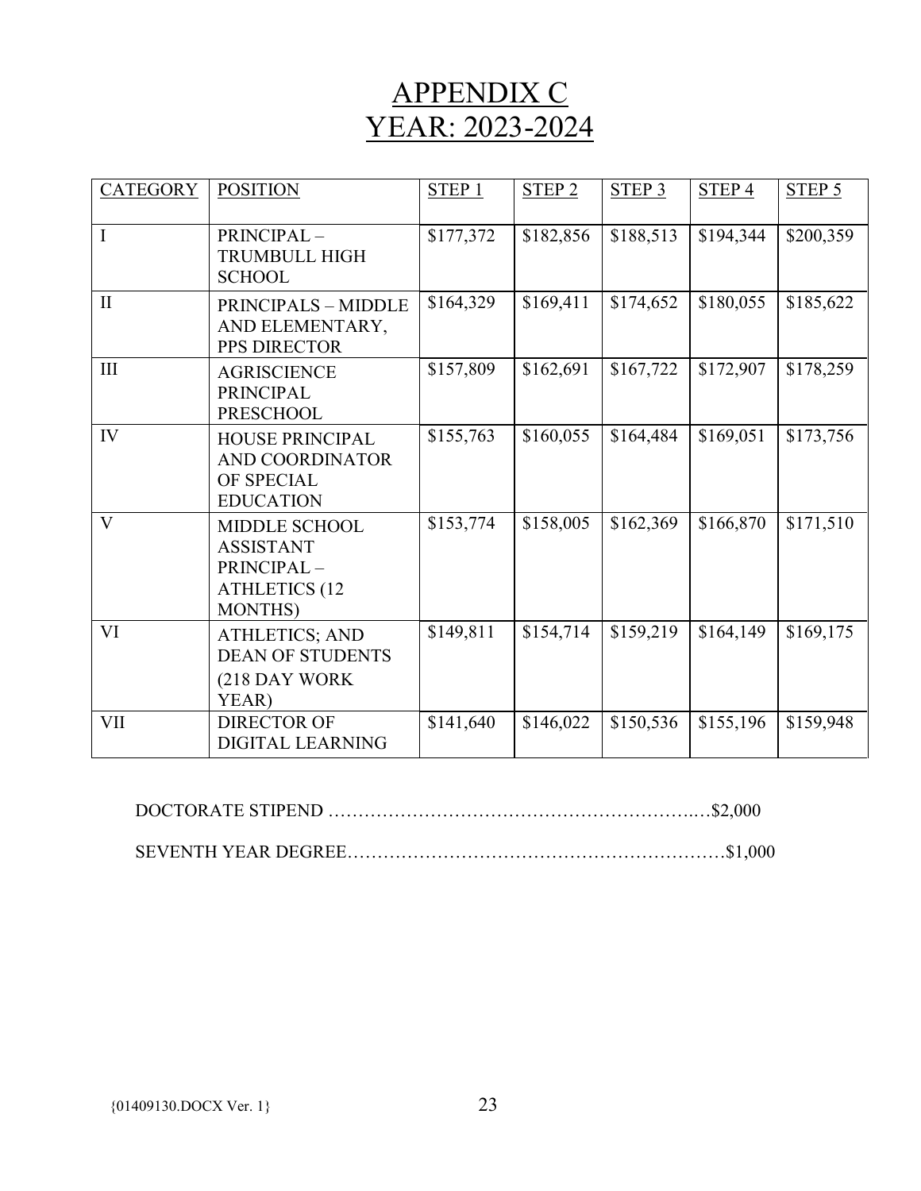# APPENDIX C
# YEAR: 2023-2024

| CATEGORY | POSITION | STEP 1 | STEP 2 | STEP 3 | STEP 4 | STEP 5 |
|---|---|---|---|---|---|---|
| I | PRINCIPAL – TRUMBULL HIGH SCHOOL | $177,372 | $182,856 | $188,513 | $194,344 | $200,359 |
| II | PRINCIPALS – MIDDLE AND ELEMENTARY, PPS DIRECTOR | $164,329 | $169,411 | $174,652 | $180,055 | $185,622 |
| III | AGRISCIENCE PRINCIPAL PRESCHOOL | $157,809 | $162,691 | $167,722 | $172,907 | $178,259 |
| IV | HOUSE PRINCIPAL AND COORDINATOR OF SPECIAL EDUCATION | $155,763 | $160,055 | $164,484 | $169,051 | $173,756 |
| V | MIDDLE SCHOOL ASSISTANT PRINCIPAL – ATHLETICS (12 MONTHS) | $153,774 | $158,005 | $162,369 | $166,870 | $171,510 |
| VI | ATHLETICS; AND DEAN OF STUDENTS (218 DAY WORK YEAR) | $149,811 | $154,714 | $159,219 | $164,149 | $169,175 |
| VII | DIRECTOR OF DIGITAL LEARNING | $141,640 | $146,022 | $150,536 | $155,196 | $159,948 |

DOCTORATE STIPEND ……………………………………………………..…$2,000

SEVENTH YEAR DEGREE………………………………………………………$1,000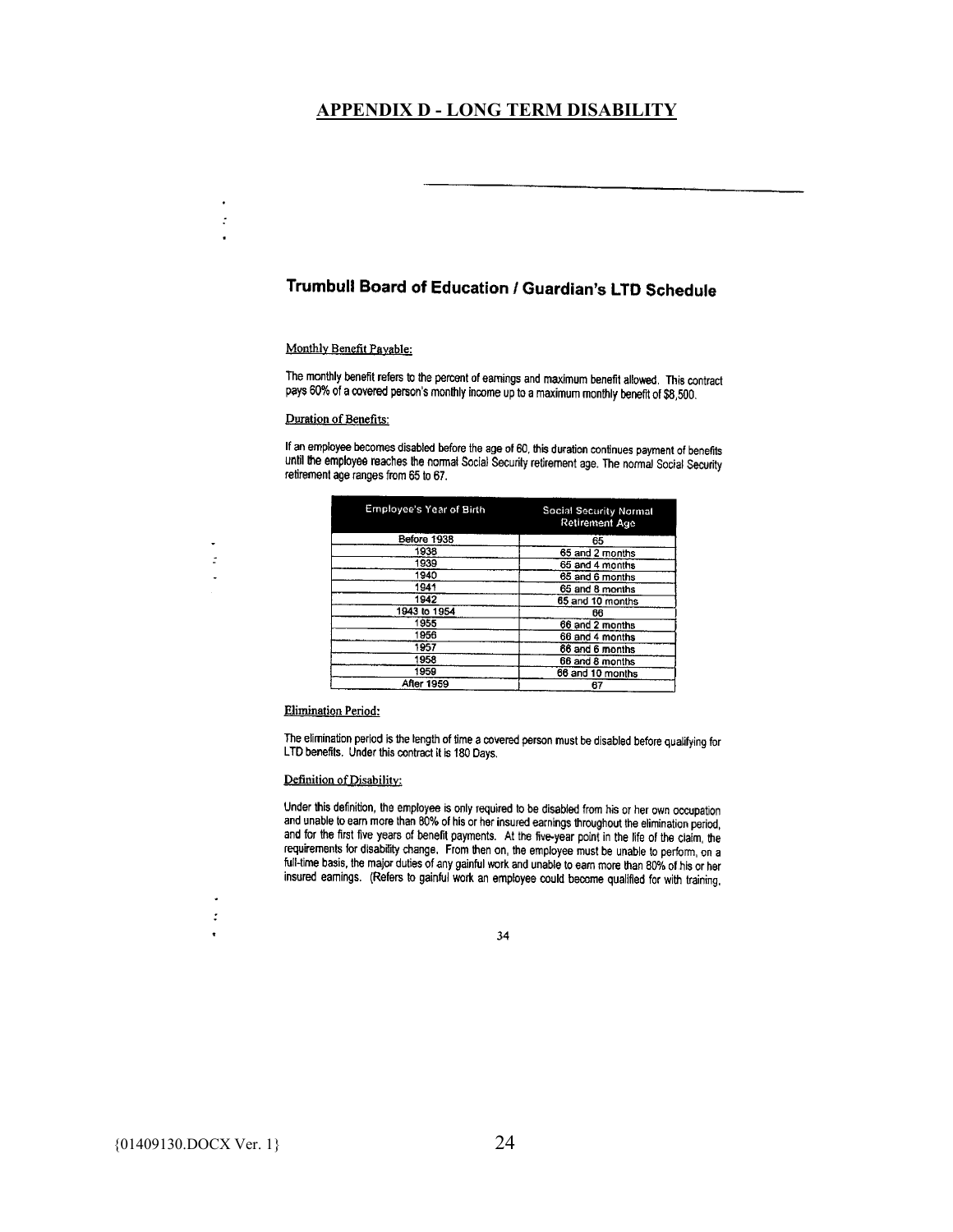# APPENDIX D - LONG TERM DISABILITY

## Trumbull Board of Education / Guardian's LTD Schedule

Monthly Benefit Payable:

The monthly benefit refers to the percent of earnings and maximum benefit allowed. This contract pays 60% of a covered person's monthly income up to a maximum monthly benefit of $8,500.

Duration of Benefits:

If an employee becomes disabled before the age of 60, this duration continues payment of benefits until the employee reaches the normal Social Security retirement age. The normal Social Security retirement age ranges from 65 to 67.

| Employee's Year of Birth | Social Security Normal Retirement Age |
|---|---|
| Before 1938 | 65 |
| 1938 | 65 and 2 months |
| 1939 | 65 and 4 months |
| 1940 | 65 and 6 months |
| 1941 | 65 and 8 months |
| 1942 | 65 and 10 months |
| 1943 to 1954 | 66 |
| 1955 | 66 and 2 months |
| 1956 | 66 and 4 months |
| 1957 | 66 and 6 months |
| 1958 | 66 and 8 months |
| 1959 | 66 and 10 months |
| After 1959 | 67 |

Elimination Period:

The elimination period is the length of time a covered person must be disabled before qualifying for LTD benefits. Under this contract it is 180 Days.

Definition of Disability:

Under this definition, the employee is only required to be disabled from his or her own occupation and unable to earn more than 80% of his or her insured earnings throughout the elimination period, and for the first five years of benefit payments. At the five-year point in the life of the claim, the requirements for disability change. From then on, the employee must be unable to perform, on a full-time basis, the major duties of any gainful work and unable to earn more than 80% of his or her insured earnings. (Refers to gainful work an employee could become qualified for with training,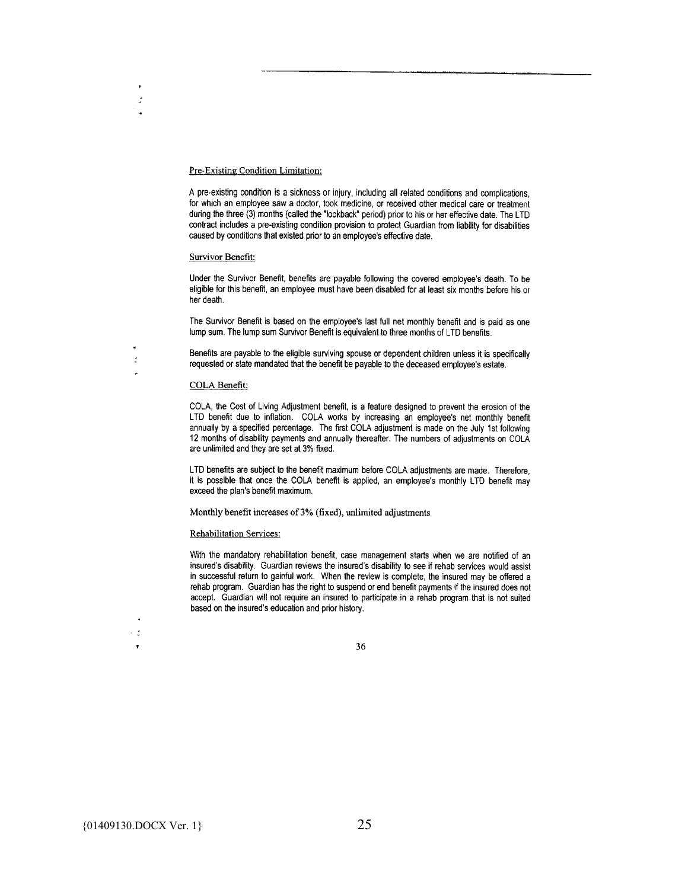Pre-Existing Condition Limitation:

A pre-existing condition is a sickness or injury, including all related conditions and complications, for which an employee saw a doctor, took medicine, or received other medical care or treatment during the three (3) months (called the "lookback" period) prior to his or her effective date. The LTD contract includes a pre-existing condition provision to protect Guardian from liability for disabilities caused by conditions that existed prior to an employee's effective date.

Survivor Benefit:

Under the Survivor Benefit, benefits are payable following the covered employee's death. To be eligible for this benefit, an employee must have been disabled for at least six months before his or her death.

The Survivor Benefit is based on the employee's last full net monthly benefit and is paid as one lump sum. The lump sum Survivor Benefit is equivalent to three months of LTD benefits.

Benefits are payable to the eligible surviving spouse or dependent children unless it is specifically requested or state mandated that the benefit be payable to the deceased employee's estate.

COLA Benefit:

COLA, the Cost of Living Adjustment benefit, is a feature designed to prevent the erosion of the LTD benefit due to inflation. COLA works by increasing an employee's net monthly benefit annually by a specified percentage. The first COLA adjustment is made on the July 1st following 12 months of disability payments and annually thereafter. The numbers of adjustments on COLA are unlimited and they are set at 3% fixed.

LTD benefits are subject to the benefit maximum before COLA adjustments are made. Therefore, it is possible that once the COLA benefit is applied, an employee's monthly LTD benefit may exceed the plan's benefit maximum.

Monthly benefit increases of 3% (fixed), unlimited adjustments

Rehabilitation Services:

With the mandatory rehabilitation benefit, case management starts when we are notified of an insured's disability. Guardian reviews the insured's disability to see if rehab services would assist in successful return to gainful work. When the review is complete, the insured may be offered a rehab program. Guardian has the right to suspend or end benefit payments if the insured does not accept. Guardian will not require an insured to participate in a rehab program that is not suited based on the insured's education and prior history.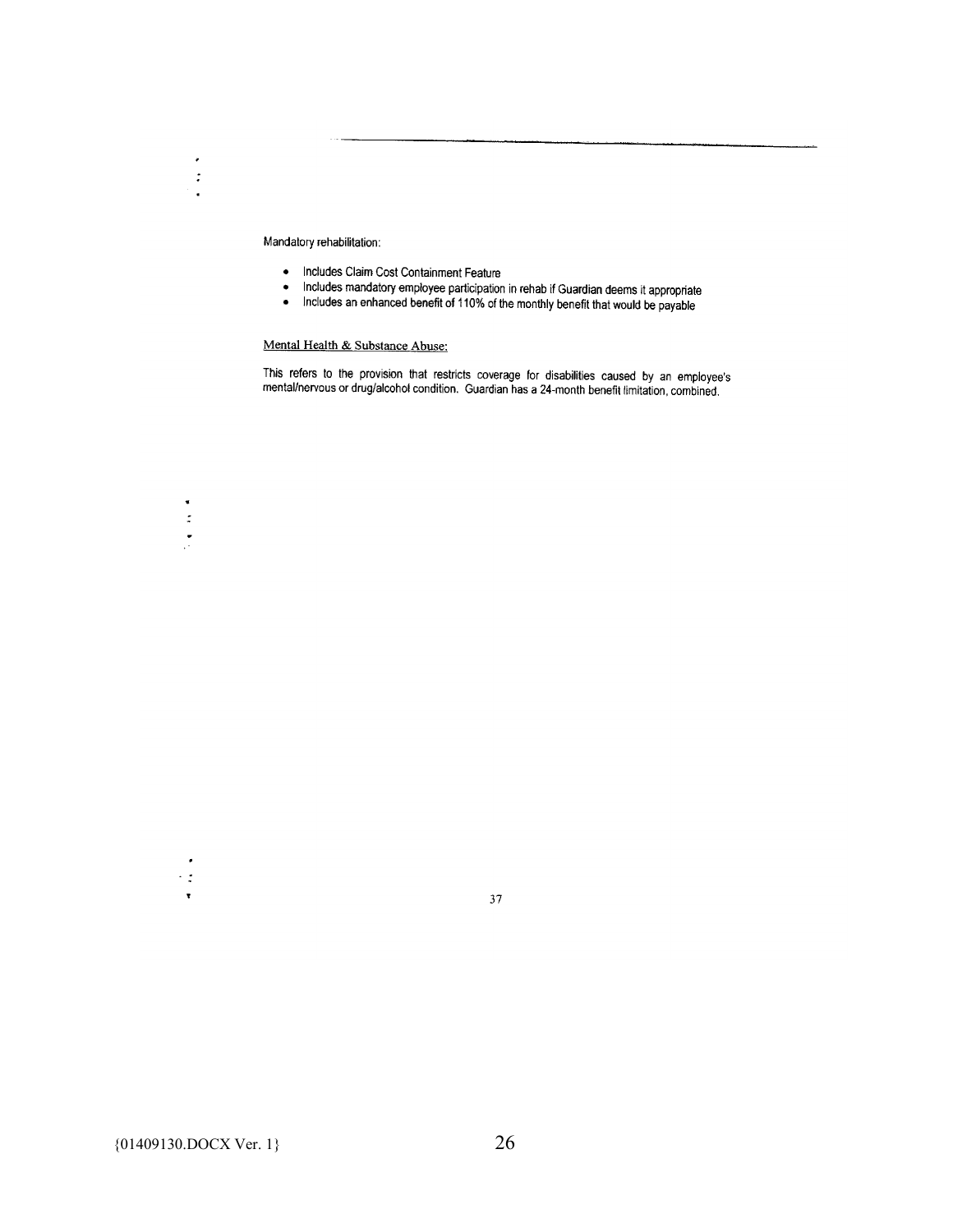Mandatory rehabilitation:

- Includes Claim Cost Containment Feature
- Includes mandatory employee participation in rehab if Guardian deems it appropriate
- Includes an enhanced benefit of 110% of the monthly benefit that would be payable

Mental Health & Substance Abuse:

This refers to the provision that restricts coverage for disabilities caused by an employee's mental/nervous or drug/alcohol condition. Guardian has a 24-month benefit limitation, combined.

{01409130.DOCX Ver. 1}